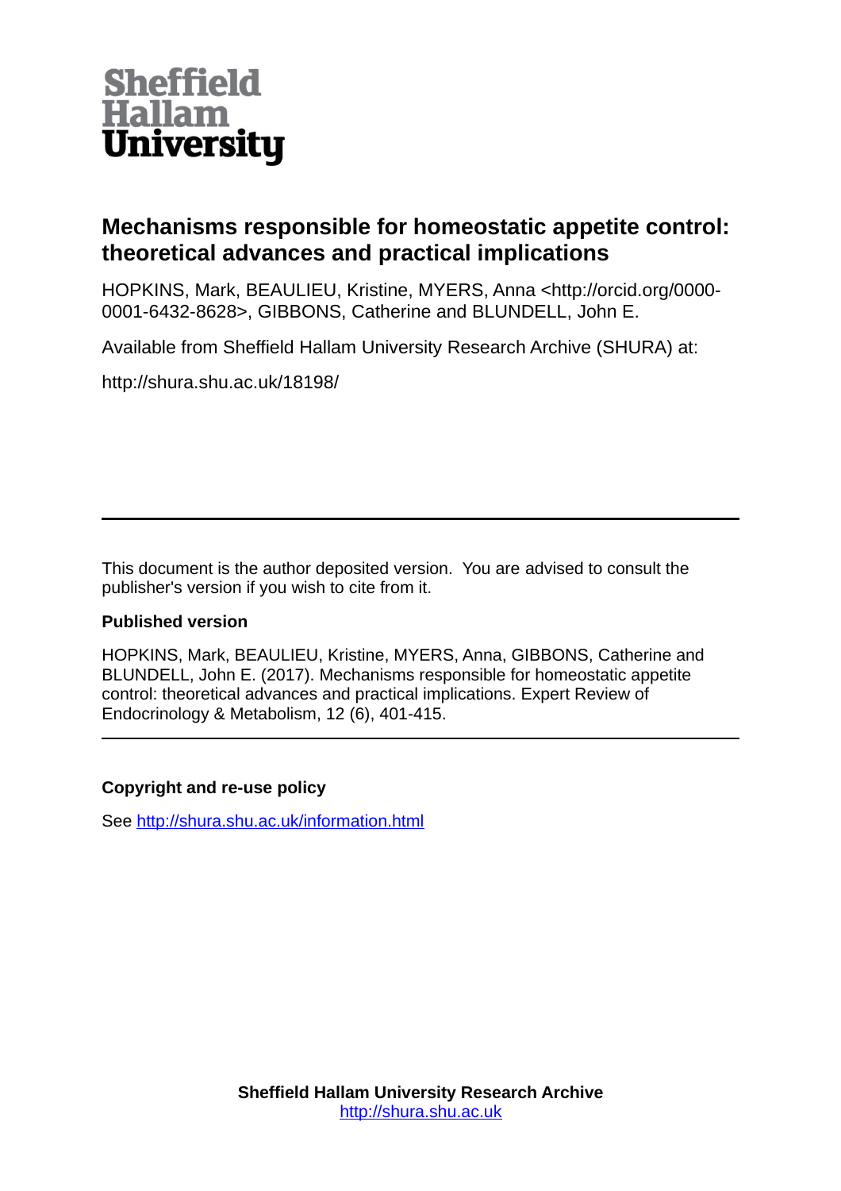**Sheffield Hallam University**

# Mechanisms responsible for homeostatic appetite control: theoretical advances and practical implications

HOPKINS, Mark, BEAULIEU, Kristine, MYERS, Anna <http://orcid.org/0000-0001-6432-8628>, GIBBONS, Catherine and BLUNDELL, John E.

Available from Sheffield Hallam University Research Archive (SHURA) at:

http://shura.shu.ac.uk/18198/

---

This document is the author deposited version. You are advised to consult the publisher's version if you wish to cite from it.

### Published version

HOPKINS, Mark, BEAULIEU, Kristine, MYERS, Anna, GIBBONS, Catherine and BLUNDELL, John E. (2017). Mechanisms responsible for homeostatic appetite control: theoretical advances and practical implications. Expert Review of Endocrinology & Metabolism, 12 (6), 401-415.

---

### Copyright and re-use policy

See http://shura.shu.ac.uk/information.html

**Sheffield Hallam University Research Archive**
http://shura.shu.ac.uk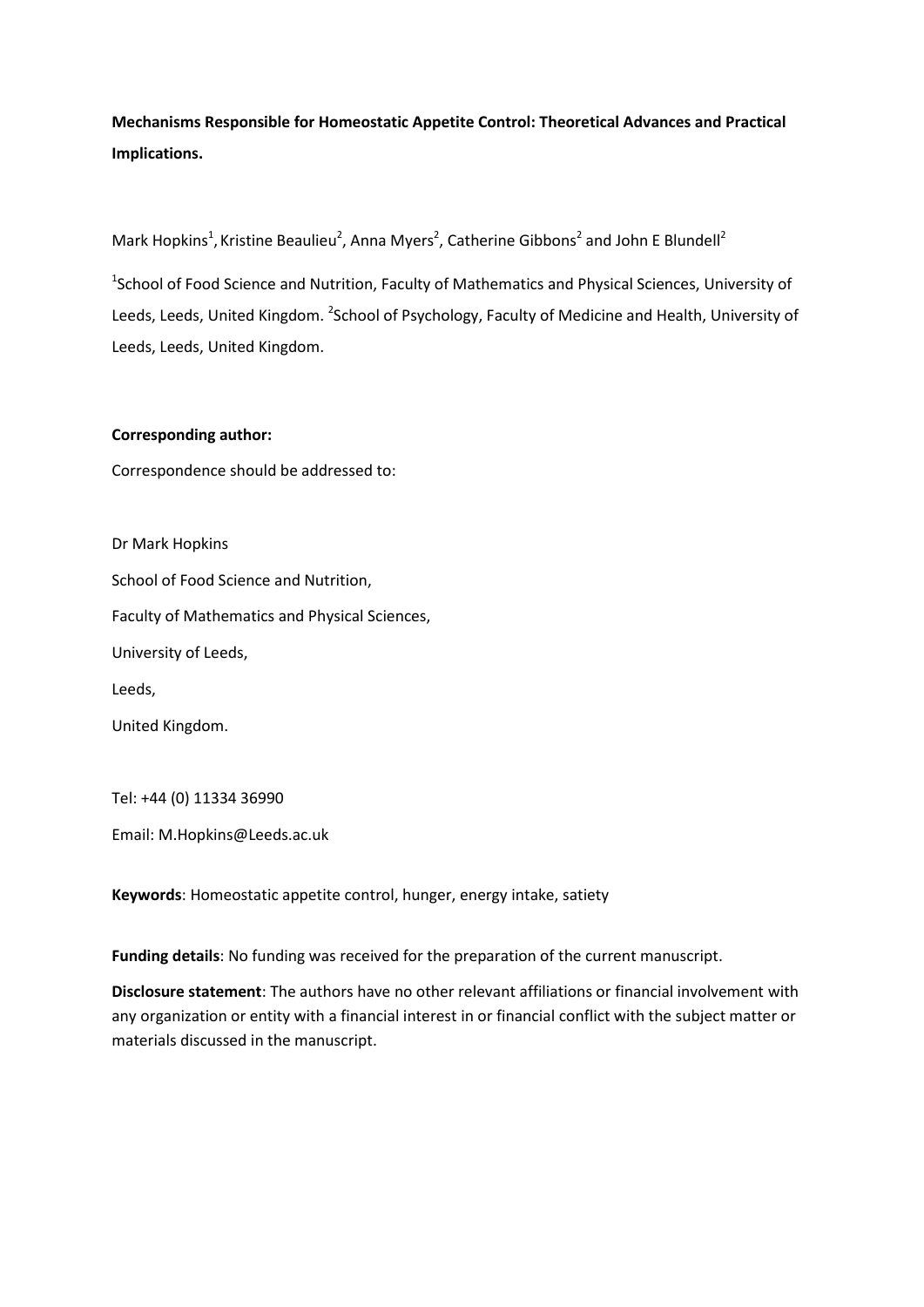**Mechanisms Responsible for Homeostatic Appetite Control: Theoretical Advances and Practical Implications.**

Mark Hopkins[1], Kristine Beaulieu[2], Anna Myers[2], Catherine Gibbons[2] and John E Blundell[2]

[1]School of Food Science and Nutrition, Faculty of Mathematics and Physical Sciences, University of Leeds, Leeds, United Kingdom. [2]School of Psychology, Faculty of Medicine and Health, University of Leeds, Leeds, United Kingdom.

**Corresponding author:**

Correspondence should be addressed to:

Dr Mark Hopkins

School of Food Science and Nutrition,

Faculty of Mathematics and Physical Sciences,

University of Leeds,

Leeds,

United Kingdom.

Tel: +44 (0) 11334 36990

Email: M.Hopkins@Leeds.ac.uk

**Keywords**: Homeostatic appetite control, hunger, energy intake, satiety

**Funding details**: No funding was received for the preparation of the current manuscript.

**Disclosure statement**: The authors have no other relevant affiliations or financial involvement with any organization or entity with a financial interest in or financial conflict with the subject matter or materials discussed in the manuscript.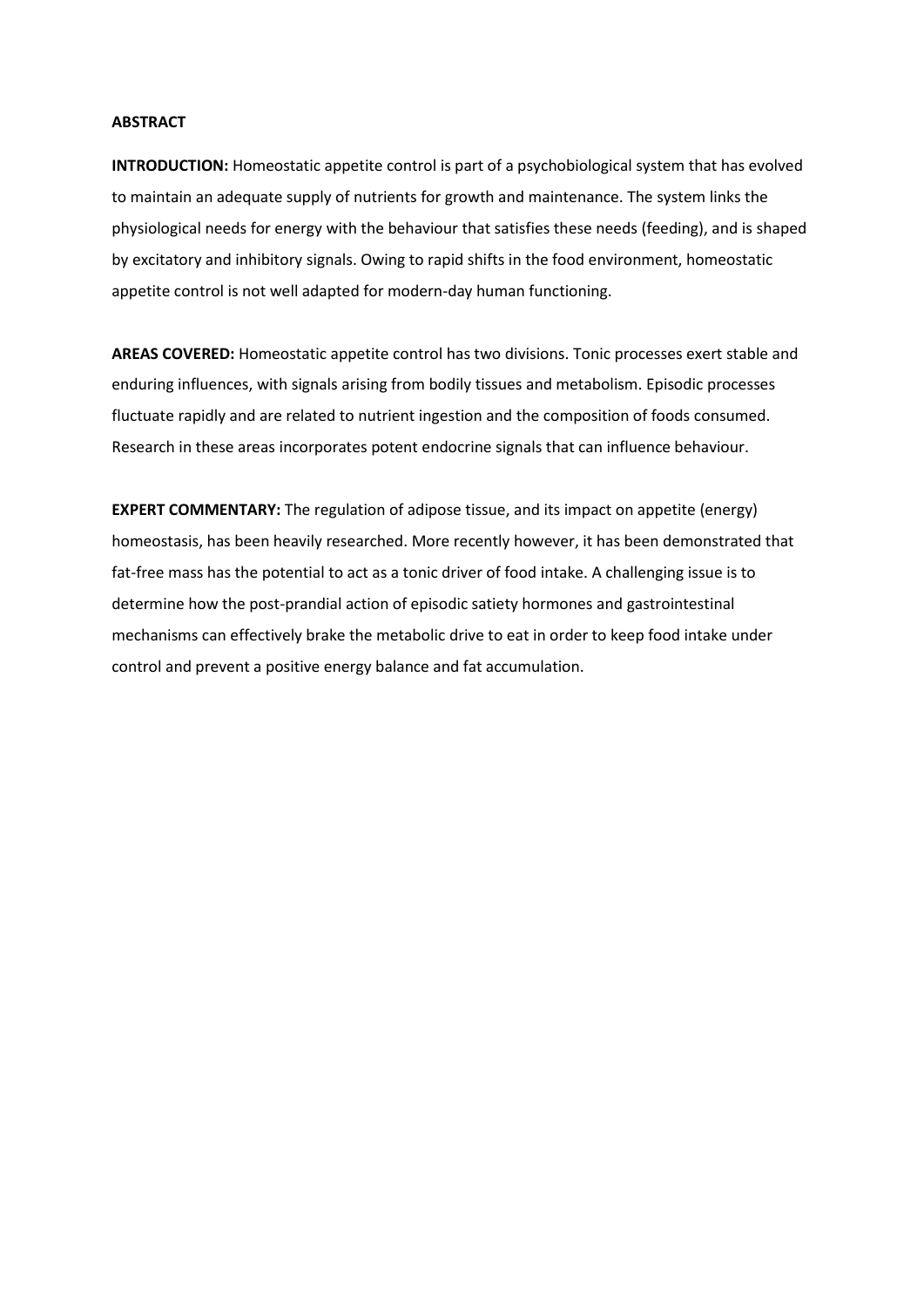**ABSTRACT**

**INTRODUCTION:** Homeostatic appetite control is part of a psychobiological system that has evolved to maintain an adequate supply of nutrients for growth and maintenance. The system links the physiological needs for energy with the behaviour that satisfies these needs (feeding), and is shaped by excitatory and inhibitory signals. Owing to rapid shifts in the food environment, homeostatic appetite control is not well adapted for modern-day human functioning.

**AREAS COVERED:** Homeostatic appetite control has two divisions. Tonic processes exert stable and enduring influences, with signals arising from bodily tissues and metabolism. Episodic processes fluctuate rapidly and are related to nutrient ingestion and the composition of foods consumed. Research in these areas incorporates potent endocrine signals that can influence behaviour.

**EXPERT COMMENTARY:** The regulation of adipose tissue, and its impact on appetite (energy) homeostasis, has been heavily researched. More recently however, it has been demonstrated that fat-free mass has the potential to act as a tonic driver of food intake. A challenging issue is to determine how the post-prandial action of episodic satiety hormones and gastrointestinal mechanisms can effectively brake the metabolic drive to eat in order to keep food intake under control and prevent a positive energy balance and fat accumulation.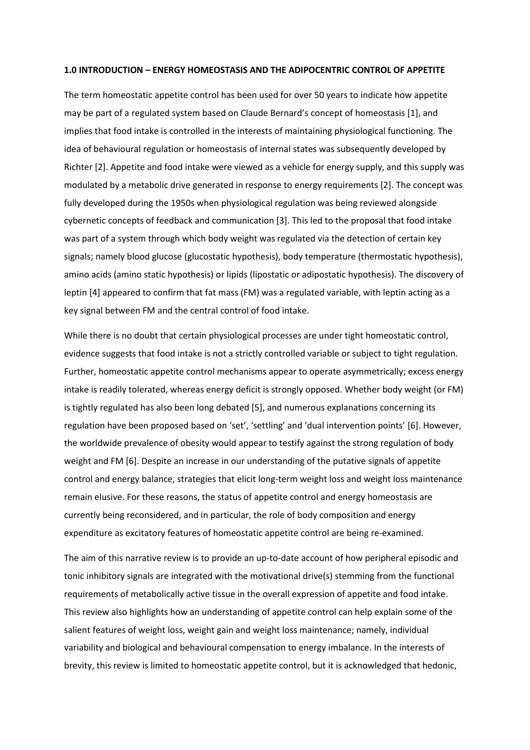## 1.0 INTRODUCTION – ENERGY HOMEOSTASIS AND THE ADIPOCENTRIC CONTROL OF APPETITE

The term homeostatic appetite control has been used for over 50 years to indicate how appetite may be part of a regulated system based on Claude Bernard's concept of homeostasis [1], and implies that food intake is controlled in the interests of maintaining physiological functioning. The idea of behavioural regulation or homeostasis of internal states was subsequently developed by Richter [2]. Appetite and food intake were viewed as a vehicle for energy supply, and this supply was modulated by a metabolic drive generated in response to energy requirements [2]. The concept was fully developed during the 1950s when physiological regulation was being reviewed alongside cybernetic concepts of feedback and communication [3]. This led to the proposal that food intake was part of a system through which body weight was regulated via the detection of certain key signals; namely blood glucose (glucostatic hypothesis), body temperature (thermostatic hypothesis), amino acids (amino static hypothesis) or lipids (lipostatic or adipostatic hypothesis). The discovery of leptin [4] appeared to confirm that fat mass (FM) was a regulated variable, with leptin acting as a key signal between FM and the central control of food intake.

While there is no doubt that certain physiological processes are under tight homeostatic control, evidence suggests that food intake is not a strictly controlled variable or subject to tight regulation. Further, homeostatic appetite control mechanisms appear to operate asymmetrically; excess energy intake is readily tolerated, whereas energy deficit is strongly opposed. Whether body weight (or FM) is tightly regulated has also been long debated [5], and numerous explanations concerning its regulation have been proposed based on 'set', 'settling' and 'dual intervention points' [6]. However, the worldwide prevalence of obesity would appear to testify against the strong regulation of body weight and FM [6]. Despite an increase in our understanding of the putative signals of appetite control and energy balance, strategies that elicit long-term weight loss and weight loss maintenance remain elusive. For these reasons, the status of appetite control and energy homeostasis are currently being reconsidered, and in particular, the role of body composition and energy expenditure as excitatory features of homeostatic appetite control are being re-examined.

The aim of this narrative review is to provide an up-to-date account of how peripheral episodic and tonic inhibitory signals are integrated with the motivational drive(s) stemming from the functional requirements of metabolically active tissue in the overall expression of appetite and food intake. This review also highlights how an understanding of appetite control can help explain some of the salient features of weight loss, weight gain and weight loss maintenance; namely, individual variability and biological and behavioural compensation to energy imbalance. In the interests of brevity, this review is limited to homeostatic appetite control, but it is acknowledged that hedonic,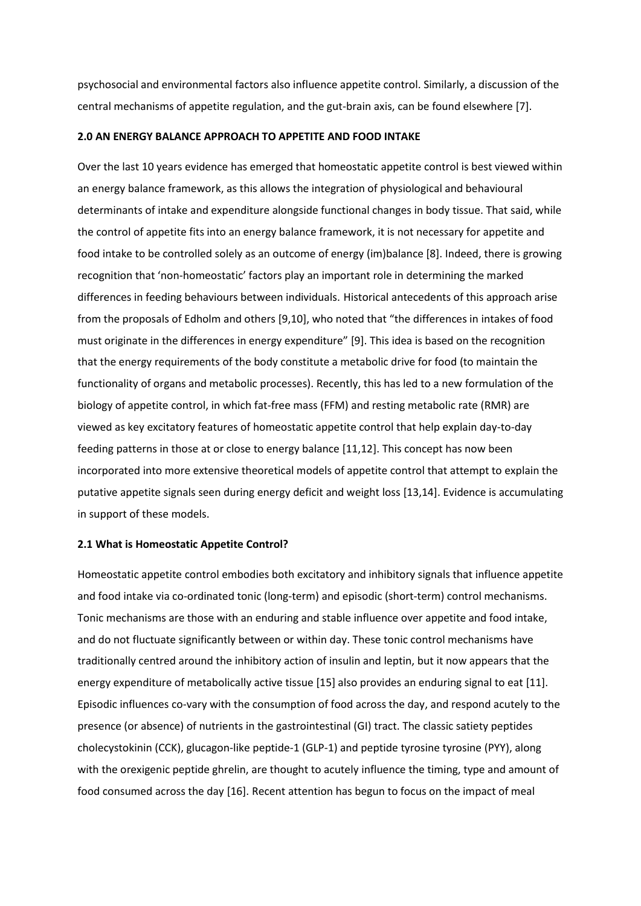psychosocial and environmental factors also influence appetite control. Similarly, a discussion of the central mechanisms of appetite regulation, and the gut-brain axis, can be found elsewhere [7].

## 2.0 AN ENERGY BALANCE APPROACH TO APPETITE AND FOOD INTAKE

Over the last 10 years evidence has emerged that homeostatic appetite control is best viewed within an energy balance framework, as this allows the integration of physiological and behavioural determinants of intake and expenditure alongside functional changes in body tissue. That said, while the control of appetite fits into an energy balance framework, it is not necessary for appetite and food intake to be controlled solely as an outcome of energy (im)balance [8]. Indeed, there is growing recognition that 'non-homeostatic' factors play an important role in determining the marked differences in feeding behaviours between individuals. Historical antecedents of this approach arise from the proposals of Edholm and others [9,10], who noted that "the differences in intakes of food must originate in the differences in energy expenditure" [9]. This idea is based on the recognition that the energy requirements of the body constitute a metabolic drive for food (to maintain the functionality of organs and metabolic processes). Recently, this has led to a new formulation of the biology of appetite control, in which fat-free mass (FFM) and resting metabolic rate (RMR) are viewed as key excitatory features of homeostatic appetite control that help explain day-to-day feeding patterns in those at or close to energy balance [11,12]. This concept has now been incorporated into more extensive theoretical models of appetite control that attempt to explain the putative appetite signals seen during energy deficit and weight loss [13,14]. Evidence is accumulating in support of these models.

### 2.1 What is Homeostatic Appetite Control?

Homeostatic appetite control embodies both excitatory and inhibitory signals that influence appetite and food intake via co-ordinated tonic (long-term) and episodic (short-term) control mechanisms. Tonic mechanisms are those with an enduring and stable influence over appetite and food intake, and do not fluctuate significantly between or within day. These tonic control mechanisms have traditionally centred around the inhibitory action of insulin and leptin, but it now appears that the energy expenditure of metabolically active tissue [15] also provides an enduring signal to eat [11]. Episodic influences co-vary with the consumption of food across the day, and respond acutely to the presence (or absence) of nutrients in the gastrointestinal (GI) tract. The classic satiety peptides cholecystokinin (CCK), glucagon-like peptide-1 (GLP-1) and peptide tyrosine tyrosine (PYY), along with the orexigenic peptide ghrelin, are thought to acutely influence the timing, type and amount of food consumed across the day [16]. Recent attention has begun to focus on the impact of meal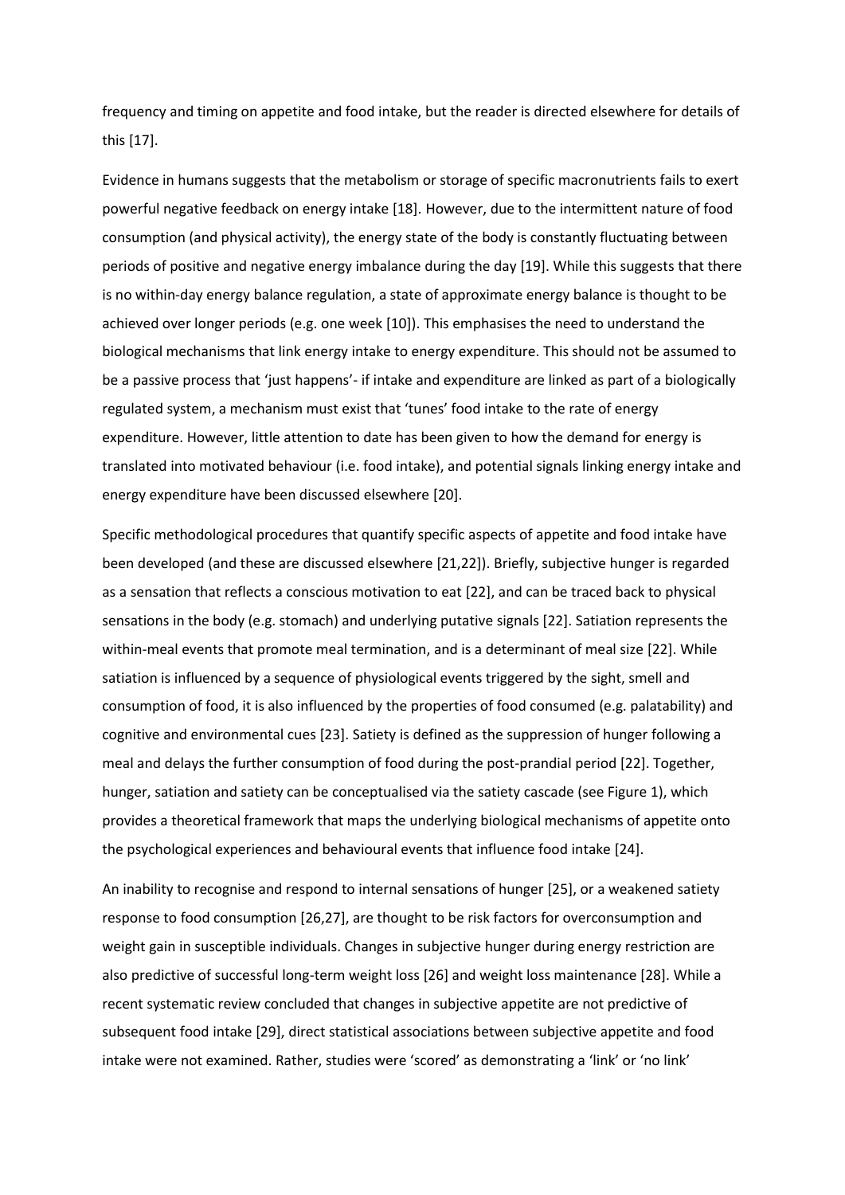frequency and timing on appetite and food intake, but the reader is directed elsewhere for details of this [17].

Evidence in humans suggests that the metabolism or storage of specific macronutrients fails to exert powerful negative feedback on energy intake [18]. However, due to the intermittent nature of food consumption (and physical activity), the energy state of the body is constantly fluctuating between periods of positive and negative energy imbalance during the day [19]. While this suggests that there is no within-day energy balance regulation, a state of approximate energy balance is thought to be achieved over longer periods (e.g. one week [10]). This emphasises the need to understand the biological mechanisms that link energy intake to energy expenditure. This should not be assumed to be a passive process that 'just happens'- if intake and expenditure are linked as part of a biologically regulated system, a mechanism must exist that 'tunes' food intake to the rate of energy expenditure. However, little attention to date has been given to how the demand for energy is translated into motivated behaviour (i.e. food intake), and potential signals linking energy intake and energy expenditure have been discussed elsewhere [20].

Specific methodological procedures that quantify specific aspects of appetite and food intake have been developed (and these are discussed elsewhere [21,22]). Briefly, subjective hunger is regarded as a sensation that reflects a conscious motivation to eat [22], and can be traced back to physical sensations in the body (e.g. stomach) and underlying putative signals [22]. Satiation represents the within-meal events that promote meal termination, and is a determinant of meal size [22]. While satiation is influenced by a sequence of physiological events triggered by the sight, smell and consumption of food, it is also influenced by the properties of food consumed (e.g. palatability) and cognitive and environmental cues [23]. Satiety is defined as the suppression of hunger following a meal and delays the further consumption of food during the post-prandial period [22]. Together, hunger, satiation and satiety can be conceptualised via the satiety cascade (see Figure 1), which provides a theoretical framework that maps the underlying biological mechanisms of appetite onto the psychological experiences and behavioural events that influence food intake [24].

An inability to recognise and respond to internal sensations of hunger [25], or a weakened satiety response to food consumption [26,27], are thought to be risk factors for overconsumption and weight gain in susceptible individuals. Changes in subjective hunger during energy restriction are also predictive of successful long-term weight loss [26] and weight loss maintenance [28]. While a recent systematic review concluded that changes in subjective appetite are not predictive of subsequent food intake [29], direct statistical associations between subjective appetite and food intake were not examined. Rather, studies were 'scored' as demonstrating a 'link' or 'no link'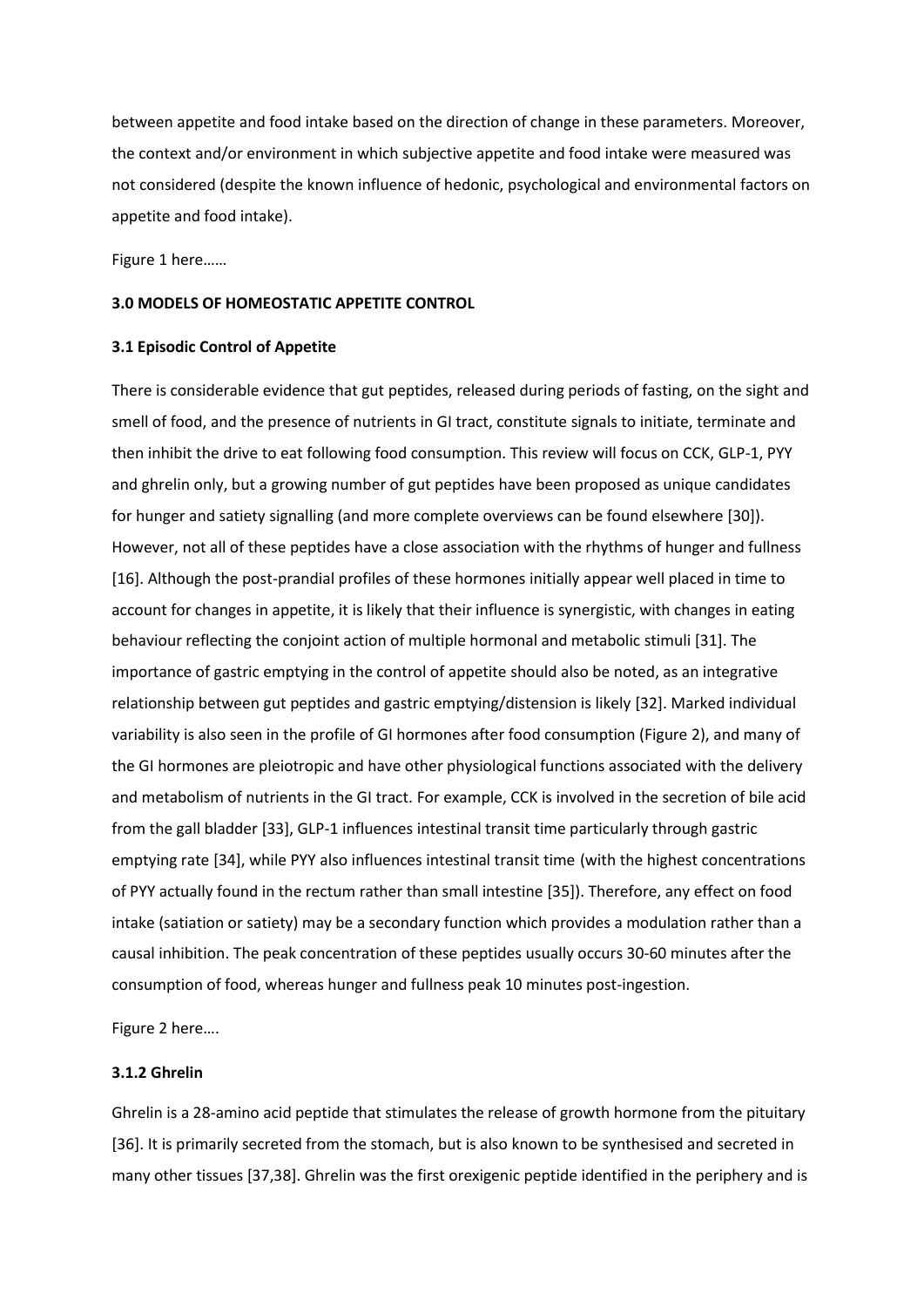between appetite and food intake based on the direction of change in these parameters. Moreover, the context and/or environment in which subjective appetite and food intake were measured was not considered (despite the known influence of hedonic, psychological and environmental factors on appetite and food intake).

Figure 1 here……

## 3.0 MODELS OF HOMEOSTATIC APPETITE CONTROL

### 3.1 Episodic Control of Appetite

There is considerable evidence that gut peptides, released during periods of fasting, on the sight and smell of food, and the presence of nutrients in GI tract, constitute signals to initiate, terminate and then inhibit the drive to eat following food consumption. This review will focus on CCK, GLP-1, PYY and ghrelin only, but a growing number of gut peptides have been proposed as unique candidates for hunger and satiety signalling (and more complete overviews can be found elsewhere [30]). However, not all of these peptides have a close association with the rhythms of hunger and fullness [16]. Although the post-prandial profiles of these hormones initially appear well placed in time to account for changes in appetite, it is likely that their influence is synergistic, with changes in eating behaviour reflecting the conjoint action of multiple hormonal and metabolic stimuli [31]. The importance of gastric emptying in the control of appetite should also be noted, as an integrative relationship between gut peptides and gastric emptying/distension is likely [32]. Marked individual variability is also seen in the profile of GI hormones after food consumption (Figure 2), and many of the GI hormones are pleiotropic and have other physiological functions associated with the delivery and metabolism of nutrients in the GI tract. For example, CCK is involved in the secretion of bile acid from the gall bladder [33], GLP-1 influences intestinal transit time particularly through gastric emptying rate [34], while PYY also influences intestinal transit time (with the highest concentrations of PYY actually found in the rectum rather than small intestine [35]). Therefore, any effect on food intake (satiation or satiety) may be a secondary function which provides a modulation rather than a causal inhibition. The peak concentration of these peptides usually occurs 30-60 minutes after the consumption of food, whereas hunger and fullness peak 10 minutes post-ingestion.

Figure 2 here….

### 3.1.2 Ghrelin

Ghrelin is a 28-amino acid peptide that stimulates the release of growth hormone from the pituitary [36]. It is primarily secreted from the stomach, but is also known to be synthesised and secreted in many other tissues [37,38]. Ghrelin was the first orexigenic peptide identified in the periphery and is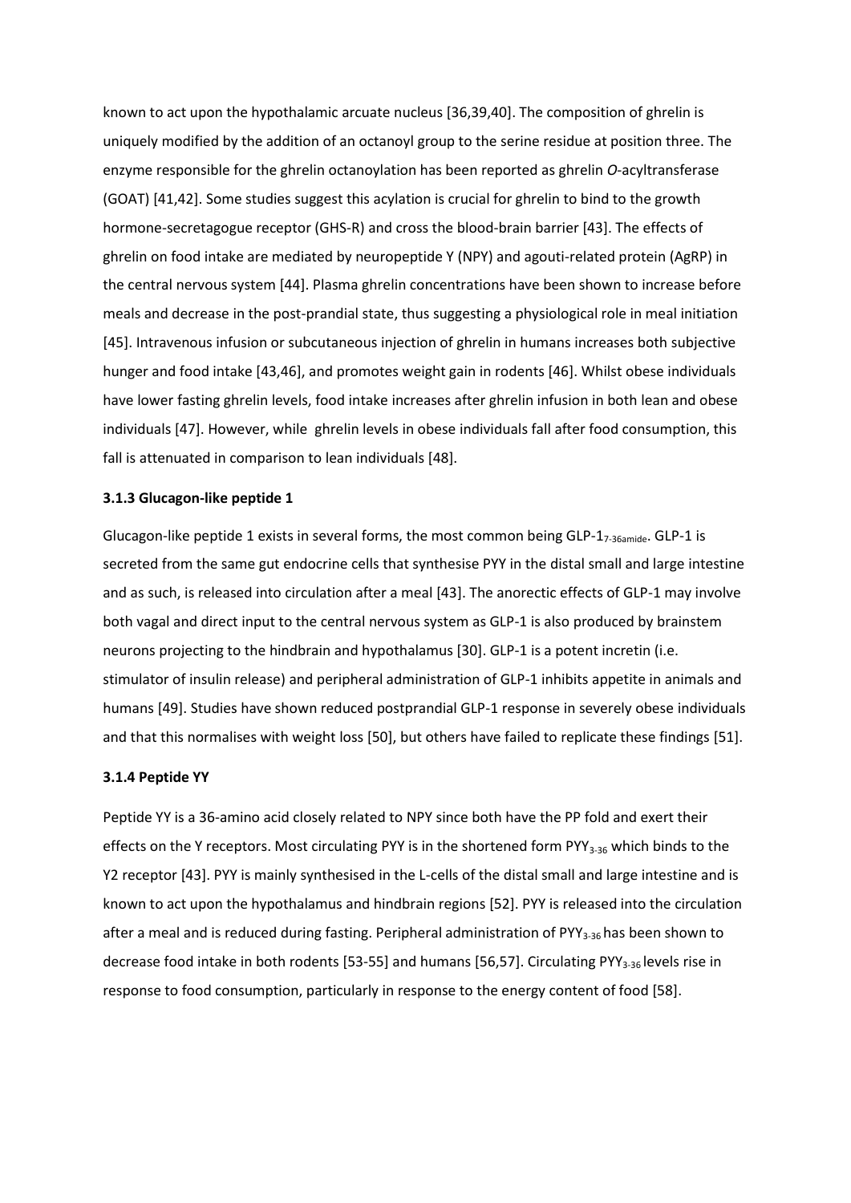known to act upon the hypothalamic arcuate nucleus [36,39,40]. The composition of ghrelin is uniquely modified by the addition of an octanoyl group to the serine residue at position three. The enzyme responsible for the ghrelin octanoylation has been reported as ghrelin *O*-acyltransferase (GOAT) [41,42]. Some studies suggest this acylation is crucial for ghrelin to bind to the growth hormone-secretagogue receptor (GHS-R) and cross the blood-brain barrier [43]. The effects of ghrelin on food intake are mediated by neuropeptide Y (NPY) and agouti-related protein (AgRP) in the central nervous system [44]. Plasma ghrelin concentrations have been shown to increase before meals and decrease in the post-prandial state, thus suggesting a physiological role in meal initiation [45]. Intravenous infusion or subcutaneous injection of ghrelin in humans increases both subjective hunger and food intake [43,46], and promotes weight gain in rodents [46]. Whilst obese individuals have lower fasting ghrelin levels, food intake increases after ghrelin infusion in both lean and obese individuals [47]. However, while ghrelin levels in obese individuals fall after food consumption, this fall is attenuated in comparison to lean individuals [48].

### 3.1.3 Glucagon-like peptide 1

Glucagon-like peptide 1 exists in several forms, the most common being GLP-$1_{7\text{-}36amide}$. GLP-1 is secreted from the same gut endocrine cells that synthesise PYY in the distal small and large intestine and as such, is released into circulation after a meal [43]. The anorectic effects of GLP-1 may involve both vagal and direct input to the central nervous system as GLP-1 is also produced by brainstem neurons projecting to the hindbrain and hypothalamus [30]. GLP-1 is a potent incretin (i.e. stimulator of insulin release) and peripheral administration of GLP-1 inhibits appetite in animals and humans [49]. Studies have shown reduced postprandial GLP-1 response in severely obese individuals and that this normalises with weight loss [50], but others have failed to replicate these findings [51].

### 3.1.4 Peptide YY

Peptide YY is a 36-amino acid closely related to NPY since both have the PP fold and exert their effects on the Y receptors. Most circulating PYY is in the shortened form $PYY_{3\text{-}36}$ which binds to the Y2 receptor [43]. PYY is mainly synthesised in the L-cells of the distal small and large intestine and is known to act upon the hypothalamus and hindbrain regions [52]. PYY is released into the circulation after a meal and is reduced during fasting. Peripheral administration of $PYY_{3\text{-}36}$ has been shown to decrease food intake in both rodents [53-55] and humans [56,57]. Circulating $PYY_{3\text{-}36}$ levels rise in response to food consumption, particularly in response to the energy content of food [58].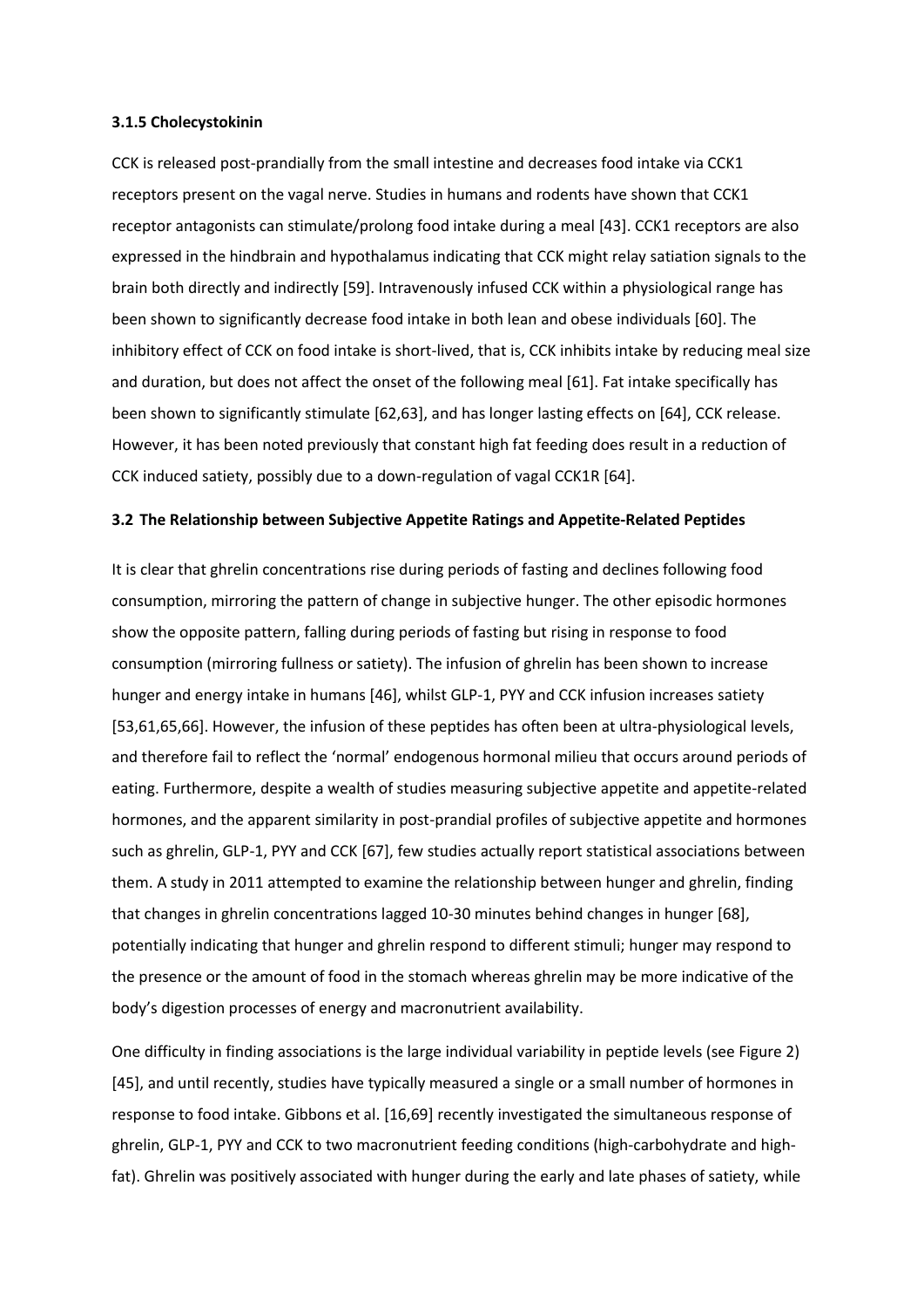### 3.1.5 Cholecystokinin

CCK is released post-prandially from the small intestine and decreases food intake via CCK1 receptors present on the vagal nerve. Studies in humans and rodents have shown that CCK1 receptor antagonists can stimulate/prolong food intake during a meal [43]. CCK1 receptors are also expressed in the hindbrain and hypothalamus indicating that CCK might relay satiation signals to the brain both directly and indirectly [59]. Intravenously infused CCK within a physiological range has been shown to significantly decrease food intake in both lean and obese individuals [60]. The inhibitory effect of CCK on food intake is short-lived, that is, CCK inhibits intake by reducing meal size and duration, but does not affect the onset of the following meal [61]. Fat intake specifically has been shown to significantly stimulate [62,63], and has longer lasting effects on [64], CCK release. However, it has been noted previously that constant high fat feeding does result in a reduction of CCK induced satiety, possibly due to a down-regulation of vagal CCK1R [64].

### 3.2 The Relationship between Subjective Appetite Ratings and Appetite-Related Peptides

It is clear that ghrelin concentrations rise during periods of fasting and declines following food consumption, mirroring the pattern of change in subjective hunger. The other episodic hormones show the opposite pattern, falling during periods of fasting but rising in response to food consumption (mirroring fullness or satiety). The infusion of ghrelin has been shown to increase hunger and energy intake in humans [46], whilst GLP-1, PYY and CCK infusion increases satiety [53,61,65,66]. However, the infusion of these peptides has often been at ultra-physiological levels, and therefore fail to reflect the 'normal' endogenous hormonal milieu that occurs around periods of eating. Furthermore, despite a wealth of studies measuring subjective appetite and appetite-related hormones, and the apparent similarity in post-prandial profiles of subjective appetite and hormones such as ghrelin, GLP-1, PYY and CCK [67], few studies actually report statistical associations between them. A study in 2011 attempted to examine the relationship between hunger and ghrelin, finding that changes in ghrelin concentrations lagged 10-30 minutes behind changes in hunger [68], potentially indicating that hunger and ghrelin respond to different stimuli; hunger may respond to the presence or the amount of food in the stomach whereas ghrelin may be more indicative of the body's digestion processes of energy and macronutrient availability.

One difficulty in finding associations is the large individual variability in peptide levels (see Figure 2) [45], and until recently, studies have typically measured a single or a small number of hormones in response to food intake. Gibbons et al. [16,69] recently investigated the simultaneous response of ghrelin, GLP-1, PYY and CCK to two macronutrient feeding conditions (high-carbohydrate and high-fat). Ghrelin was positively associated with hunger during the early and late phases of satiety, while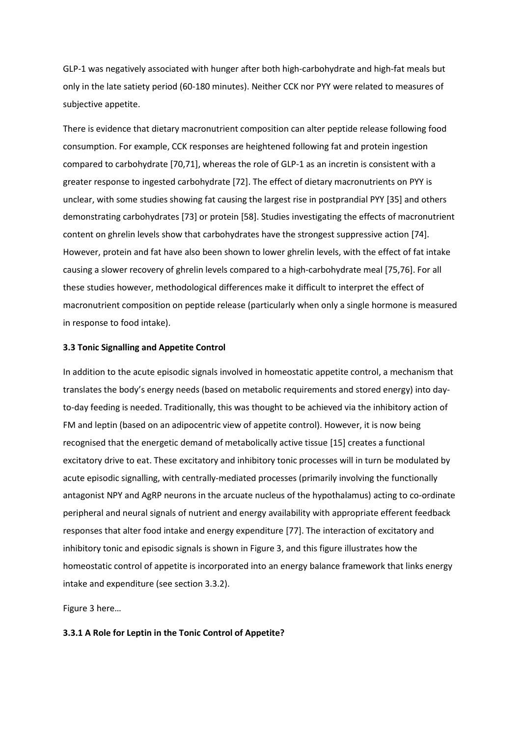GLP-1 was negatively associated with hunger after both high-carbohydrate and high-fat meals but only in the late satiety period (60-180 minutes). Neither CCK nor PYY were related to measures of subjective appetite.

There is evidence that dietary macronutrient composition can alter peptide release following food consumption. For example, CCK responses are heightened following fat and protein ingestion compared to carbohydrate [70,71], whereas the role of GLP-1 as an incretin is consistent with a greater response to ingested carbohydrate [72]. The effect of dietary macronutrients on PYY is unclear, with some studies showing fat causing the largest rise in postprandial PYY [35] and others demonstrating carbohydrates [73] or protein [58]. Studies investigating the effects of macronutrient content on ghrelin levels show that carbohydrates have the strongest suppressive action [74]. However, protein and fat have also been shown to lower ghrelin levels, with the effect of fat intake causing a slower recovery of ghrelin levels compared to a high-carbohydrate meal [75,76]. For all these studies however, methodological differences make it difficult to interpret the effect of macronutrient composition on peptide release (particularly when only a single hormone is measured in response to food intake).

### 3.3 Tonic Signalling and Appetite Control

In addition to the acute episodic signals involved in homeostatic appetite control, a mechanism that translates the body's energy needs (based on metabolic requirements and stored energy) into day-to-day feeding is needed. Traditionally, this was thought to be achieved via the inhibitory action of FM and leptin (based on an adipocentric view of appetite control). However, it is now being recognised that the energetic demand of metabolically active tissue [15] creates a functional excitatory drive to eat. These excitatory and inhibitory tonic processes will in turn be modulated by acute episodic signalling, with centrally-mediated processes (primarily involving the functionally antagonist NPY and AgRP neurons in the arcuate nucleus of the hypothalamus) acting to co-ordinate peripheral and neural signals of nutrient and energy availability with appropriate efferent feedback responses that alter food intake and energy expenditure [77]. The interaction of excitatory and inhibitory tonic and episodic signals is shown in Figure 3, and this figure illustrates how the homeostatic control of appetite is incorporated into an energy balance framework that links energy intake and expenditure (see section 3.3.2).

Figure 3 here…

#### 3.3.1 A Role for Leptin in the Tonic Control of Appetite?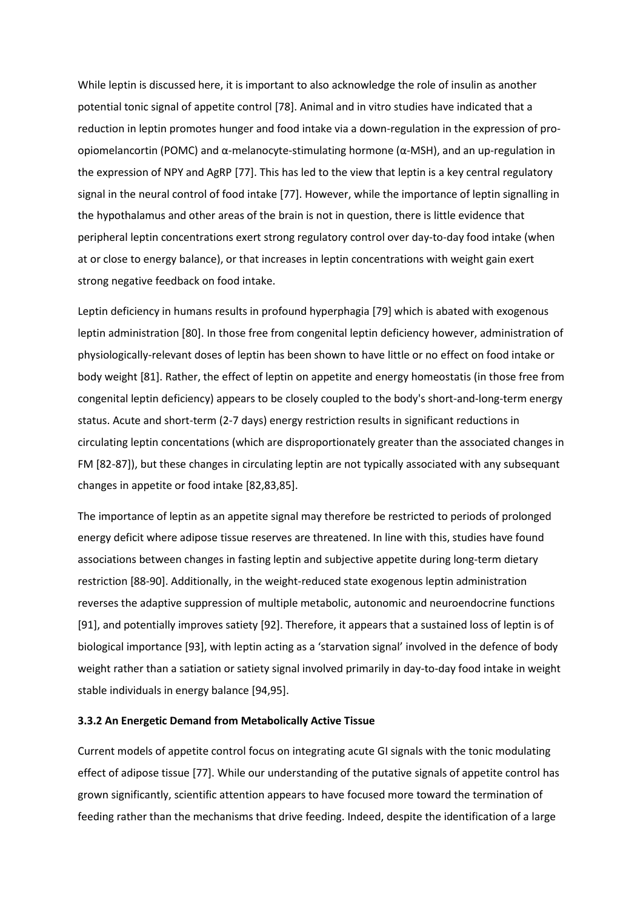While leptin is discussed here, it is important to also acknowledge the role of insulin as another potential tonic signal of appetite control [78]. Animal and in vitro studies have indicated that a reduction in leptin promotes hunger and food intake via a down-regulation in the expression of pro-opiomelancortin (POMC) and α-melanocyte-stimulating hormone (α-MSH), and an up-regulation in the expression of NPY and AgRP [77]. This has led to the view that leptin is a key central regulatory signal in the neural control of food intake [77]. However, while the importance of leptin signalling in the hypothalamus and other areas of the brain is not in question, there is little evidence that peripheral leptin concentrations exert strong regulatory control over day-to-day food intake (when at or close to energy balance), or that increases in leptin concentrations with weight gain exert strong negative feedback on food intake.

Leptin deficiency in humans results in profound hyperphagia [79] which is abated with exogenous leptin administration [80]. In those free from congenital leptin deficiency however, administration of physiologically-relevant doses of leptin has been shown to have little or no effect on food intake or body weight [81]. Rather, the effect of leptin on appetite and energy homeostatis (in those free from congenital leptin deficiency) appears to be closely coupled to the body's short-and-long-term energy status. Acute and short-term (2-7 days) energy restriction results in significant reductions in circulating leptin concentations (which are disproportionately greater than the associated changes in FM [82-87]), but these changes in circulating leptin are not typically associated with any subsequant changes in appetite or food intake [82,83,85].

The importance of leptin as an appetite signal may therefore be restricted to periods of prolonged energy deficit where adipose tissue reserves are threatened. In line with this, studies have found associations between changes in fasting leptin and subjective appetite during long-term dietary restriction [88-90]. Additionally, in the weight-reduced state exogenous leptin administration reverses the adaptive suppression of multiple metabolic, autonomic and neuroendocrine functions [91], and potentially improves satiety [92]. Therefore, it appears that a sustained loss of leptin is of biological importance [93], with leptin acting as a 'starvation signal' involved in the defence of body weight rather than a satiation or satiety signal involved primarily in day-to-day food intake in weight stable individuals in energy balance [94,95].

### 3.3.2 An Energetic Demand from Metabolically Active Tissue

Current models of appetite control focus on integrating acute GI signals with the tonic modulating effect of adipose tissue [77]. While our understanding of the putative signals of appetite control has grown significantly, scientific attention appears to have focused more toward the termination of feeding rather than the mechanisms that drive feeding. Indeed, despite the identification of a large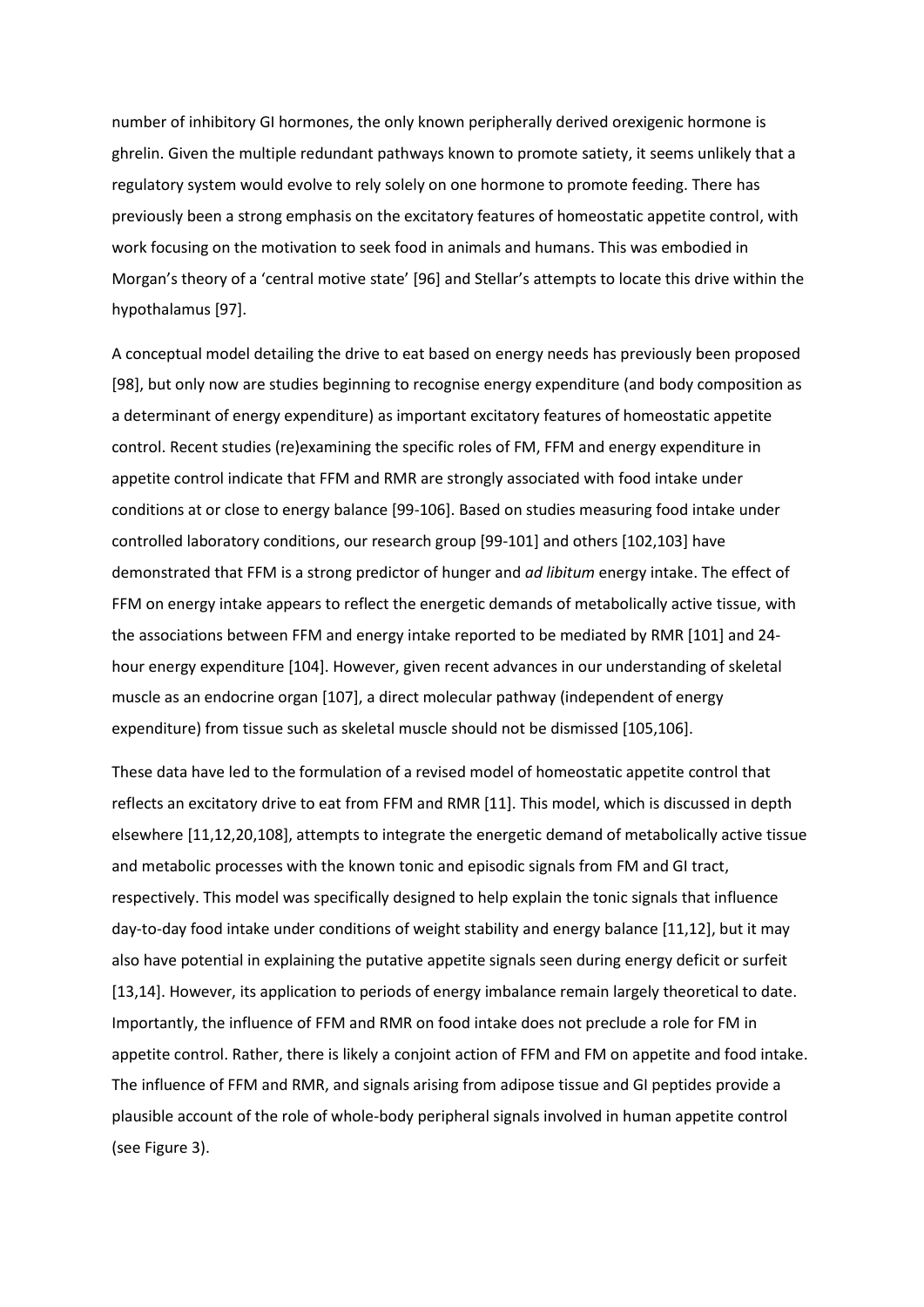number of inhibitory GI hormones, the only known peripherally derived orexigenic hormone is ghrelin. Given the multiple redundant pathways known to promote satiety, it seems unlikely that a regulatory system would evolve to rely solely on one hormone to promote feeding. There has previously been a strong emphasis on the excitatory features of homeostatic appetite control, with work focusing on the motivation to seek food in animals and humans. This was embodied in Morgan's theory of a 'central motive state' [96] and Stellar's attempts to locate this drive within the hypothalamus [97].

A conceptual model detailing the drive to eat based on energy needs has previously been proposed [98], but only now are studies beginning to recognise energy expenditure (and body composition as a determinant of energy expenditure) as important excitatory features of homeostatic appetite control. Recent studies (re)examining the specific roles of FM, FFM and energy expenditure in appetite control indicate that FFM and RMR are strongly associated with food intake under conditions at or close to energy balance [99-106]. Based on studies measuring food intake under controlled laboratory conditions, our research group [99-101] and others [102,103] have demonstrated that FFM is a strong predictor of hunger and *ad libitum* energy intake. The effect of FFM on energy intake appears to reflect the energetic demands of metabolically active tissue, with the associations between FFM and energy intake reported to be mediated by RMR [101] and 24-hour energy expenditure [104]. However, given recent advances in our understanding of skeletal muscle as an endocrine organ [107], a direct molecular pathway (independent of energy expenditure) from tissue such as skeletal muscle should not be dismissed [105,106].

These data have led to the formulation of a revised model of homeostatic appetite control that reflects an excitatory drive to eat from FFM and RMR [11]. This model, which is discussed in depth elsewhere [11,12,20,108], attempts to integrate the energetic demand of metabolically active tissue and metabolic processes with the known tonic and episodic signals from FM and GI tract, respectively. This model was specifically designed to help explain the tonic signals that influence day-to-day food intake under conditions of weight stability and energy balance [11,12], but it may also have potential in explaining the putative appetite signals seen during energy deficit or surfeit [13,14]. However, its application to periods of energy imbalance remain largely theoretical to date. Importantly, the influence of FFM and RMR on food intake does not preclude a role for FM in appetite control. Rather, there is likely a conjoint action of FFM and FM on appetite and food intake. The influence of FFM and RMR, and signals arising from adipose tissue and GI peptides provide a plausible account of the role of whole-body peripheral signals involved in human appetite control (see Figure 3).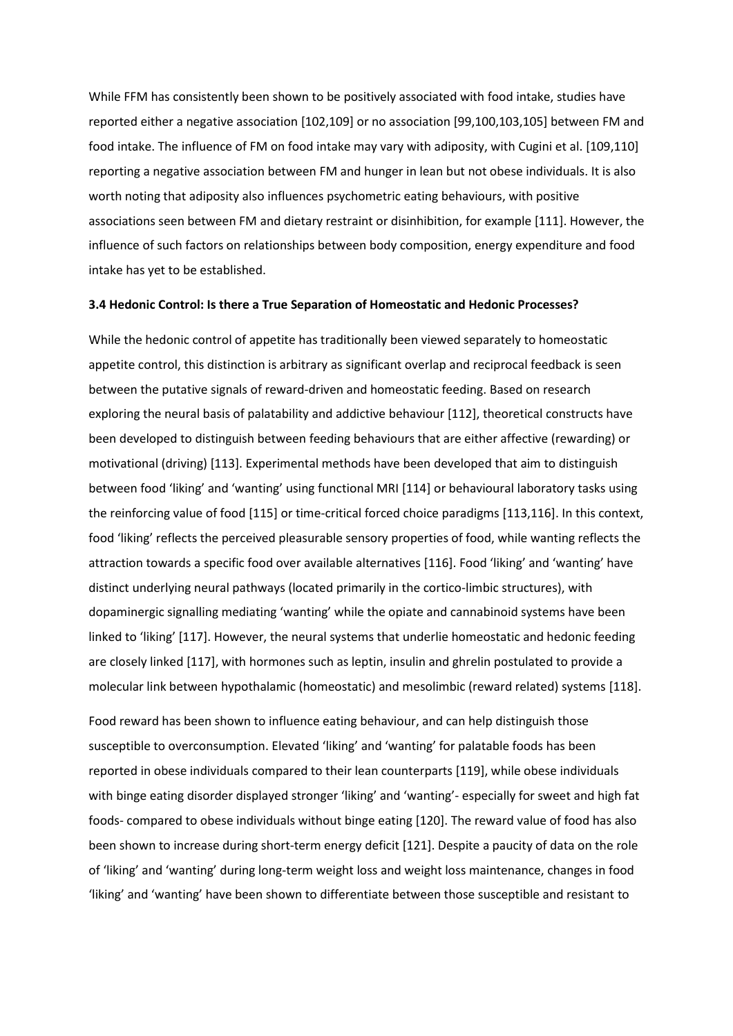While FFM has consistently been shown to be positively associated with food intake, studies have reported either a negative association [102,109] or no association [99,100,103,105] between FM and food intake. The influence of FM on food intake may vary with adiposity, with Cugini et al. [109,110] reporting a negative association between FM and hunger in lean but not obese individuals. It is also worth noting that adiposity also influences psychometric eating behaviours, with positive associations seen between FM and dietary restraint or disinhibition, for example [111]. However, the influence of such factors on relationships between body composition, energy expenditure and food intake has yet to be established.

### 3.4 Hedonic Control: Is there a True Separation of Homeostatic and Hedonic Processes?

While the hedonic control of appetite has traditionally been viewed separately to homeostatic appetite control, this distinction is arbitrary as significant overlap and reciprocal feedback is seen between the putative signals of reward-driven and homeostatic feeding. Based on research exploring the neural basis of palatability and addictive behaviour [112], theoretical constructs have been developed to distinguish between feeding behaviours that are either affective (rewarding) or motivational (driving) [113]. Experimental methods have been developed that aim to distinguish between food 'liking' and 'wanting' using functional MRI [114] or behavioural laboratory tasks using the reinforcing value of food [115] or time-critical forced choice paradigms [113,116]. In this context, food 'liking' reflects the perceived pleasurable sensory properties of food, while wanting reflects the attraction towards a specific food over available alternatives [116]. Food 'liking' and 'wanting' have distinct underlying neural pathways (located primarily in the cortico-limbic structures), with dopaminergic signalling mediating 'wanting' while the opiate and cannabinoid systems have been linked to 'liking' [117]. However, the neural systems that underlie homeostatic and hedonic feeding are closely linked [117], with hormones such as leptin, insulin and ghrelin postulated to provide a molecular link between hypothalamic (homeostatic) and mesolimbic (reward related) systems [118].

Food reward has been shown to influence eating behaviour, and can help distinguish those susceptible to overconsumption. Elevated 'liking' and 'wanting' for palatable foods has been reported in obese individuals compared to their lean counterparts [119], while obese individuals with binge eating disorder displayed stronger 'liking' and 'wanting'- especially for sweet and high fat foods- compared to obese individuals without binge eating [120]. The reward value of food has also been shown to increase during short-term energy deficit [121]. Despite a paucity of data on the role of 'liking' and 'wanting' during long-term weight loss and weight loss maintenance, changes in food 'liking' and 'wanting' have been shown to differentiate between those susceptible and resistant to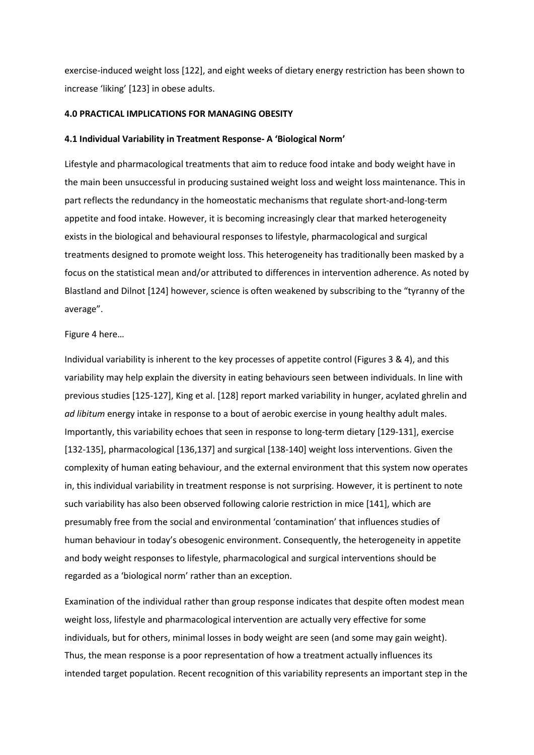exercise-induced weight loss [122], and eight weeks of dietary energy restriction has been shown to increase 'liking' [123] in obese adults.

## 4.0 PRACTICAL IMPLICATIONS FOR MANAGING OBESITY

### 4.1 Individual Variability in Treatment Response- A 'Biological Norm'

Lifestyle and pharmacological treatments that aim to reduce food intake and body weight have in the main been unsuccessful in producing sustained weight loss and weight loss maintenance. This in part reflects the redundancy in the homeostatic mechanisms that regulate short-and-long-term appetite and food intake. However, it is becoming increasingly clear that marked heterogeneity exists in the biological and behavioural responses to lifestyle, pharmacological and surgical treatments designed to promote weight loss. This heterogeneity has traditionally been masked by a focus on the statistical mean and/or attributed to differences in intervention adherence. As noted by Blastland and Dilnot [124] however, science is often weakened by subscribing to the "tyranny of the average".

Figure 4 here…

Individual variability is inherent to the key processes of appetite control (Figures 3 & 4), and this variability may help explain the diversity in eating behaviours seen between individuals. In line with previous studies [125-127], King et al. [128] report marked variability in hunger, acylated ghrelin and *ad libitum* energy intake in response to a bout of aerobic exercise in young healthy adult males. Importantly, this variability echoes that seen in response to long-term dietary [129-131], exercise [132-135], pharmacological [136,137] and surgical [138-140] weight loss interventions. Given the complexity of human eating behaviour, and the external environment that this system now operates in, this individual variability in treatment response is not surprising. However, it is pertinent to note such variability has also been observed following calorie restriction in mice [141], which are presumably free from the social and environmental 'contamination' that influences studies of human behaviour in today's obesogenic environment. Consequently, the heterogeneity in appetite and body weight responses to lifestyle, pharmacological and surgical interventions should be regarded as a 'biological norm' rather than an exception.

Examination of the individual rather than group response indicates that despite often modest mean weight loss, lifestyle and pharmacological intervention are actually very effective for some individuals, but for others, minimal losses in body weight are seen (and some may gain weight). Thus, the mean response is a poor representation of how a treatment actually influences its intended target population. Recent recognition of this variability represents an important step in the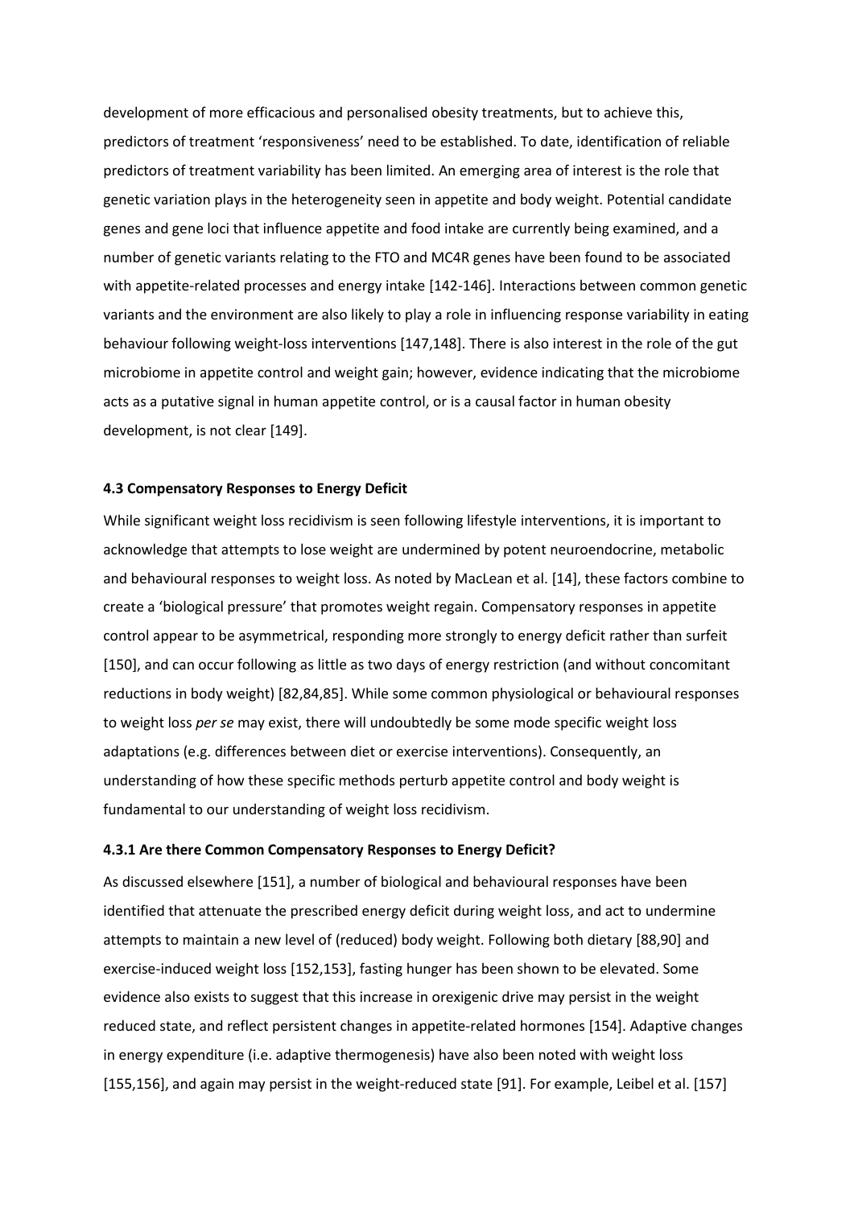development of more efficacious and personalised obesity treatments, but to achieve this, predictors of treatment 'responsiveness' need to be established. To date, identification of reliable predictors of treatment variability has been limited. An emerging area of interest is the role that genetic variation plays in the heterogeneity seen in appetite and body weight. Potential candidate genes and gene loci that influence appetite and food intake are currently being examined, and a number of genetic variants relating to the FTO and MC4R genes have been found to be associated with appetite-related processes and energy intake [142-146]. Interactions between common genetic variants and the environment are also likely to play a role in influencing response variability in eating behaviour following weight-loss interventions [147,148]. There is also interest in the role of the gut microbiome in appetite control and weight gain; however, evidence indicating that the microbiome acts as a putative signal in human appetite control, or is a causal factor in human obesity development, is not clear [149].

#### 4.3 Compensatory Responses to Energy Deficit

While significant weight loss recidivism is seen following lifestyle interventions, it is important to acknowledge that attempts to lose weight are undermined by potent neuroendocrine, metabolic and behavioural responses to weight loss. As noted by MacLean et al. [14], these factors combine to create a 'biological pressure' that promotes weight regain. Compensatory responses in appetite control appear to be asymmetrical, responding more strongly to energy deficit rather than surfeit [150], and can occur following as little as two days of energy restriction (and without concomitant reductions in body weight) [82,84,85]. While some common physiological or behavioural responses to weight loss *per se* may exist, there will undoubtedly be some mode specific weight loss adaptations (e.g. differences between diet or exercise interventions). Consequently, an understanding of how these specific methods perturb appetite control and body weight is fundamental to our understanding of weight loss recidivism.

#### 4.3.1 Are there Common Compensatory Responses to Energy Deficit?

As discussed elsewhere [151], a number of biological and behavioural responses have been identified that attenuate the prescribed energy deficit during weight loss, and act to undermine attempts to maintain a new level of (reduced) body weight. Following both dietary [88,90] and exercise-induced weight loss [152,153], fasting hunger has been shown to be elevated. Some evidence also exists to suggest that this increase in orexigenic drive may persist in the weight reduced state, and reflect persistent changes in appetite-related hormones [154]. Adaptive changes in energy expenditure (i.e. adaptive thermogenesis) have also been noted with weight loss [155,156], and again may persist in the weight-reduced state [91]. For example, Leibel et al. [157]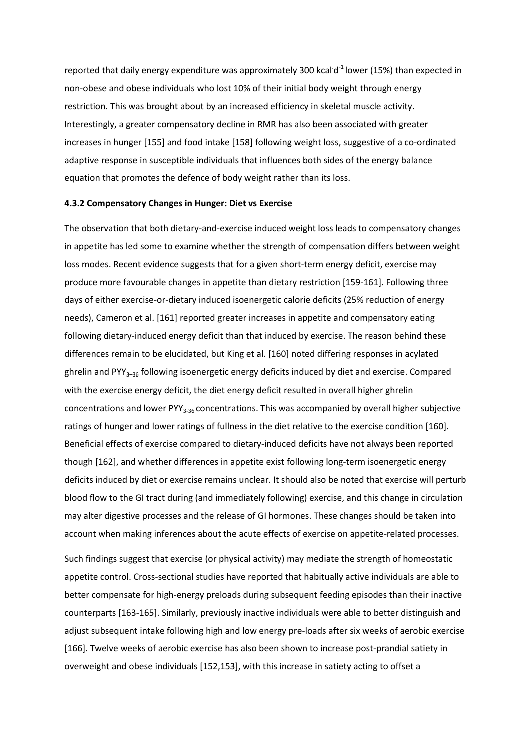reported that daily energy expenditure was approximately 300 $kcal \cdot d^{-1}$ lower (15%) than expected in non-obese and obese individuals who lost 10% of their initial body weight through energy restriction. This was brought about by an increased efficiency in skeletal muscle activity. Interestingly, a greater compensatory decline in RMR has also been associated with greater increases in hunger [155] and food intake [158] following weight loss, suggestive of a co-ordinated adaptive response in susceptible individuals that influences both sides of the energy balance equation that promotes the defence of body weight rather than its loss.

#### 4.3.2 Compensatory Changes in Hunger: Diet vs Exercise

The observation that both dietary-and-exercise induced weight loss leads to compensatory changes in appetite has led some to examine whether the strength of compensation differs between weight loss modes. Recent evidence suggests that for a given short-term energy deficit, exercise may produce more favourable changes in appetite than dietary restriction [159-161]. Following three days of either exercise-or-dietary induced isoenergetic calorie deficits (25% reduction of energy needs), Cameron et al. [161] reported greater increases in appetite and compensatory eating following dietary-induced energy deficit than that induced by exercise. The reason behind these differences remain to be elucidated, but King et al. [160] noted differing responses in acylated ghrelin and $PYY_{3-36}$ following isoenergetic energy deficits induced by diet and exercise. Compared with the exercise energy deficit, the diet energy deficit resulted in overall higher ghrelin concentrations and lower $PYY_{3-36}$ concentrations. This was accompanied by overall higher subjective ratings of hunger and lower ratings of fullness in the diet relative to the exercise condition [160]. Beneficial effects of exercise compared to dietary-induced deficits have not always been reported though [162], and whether differences in appetite exist following long-term isoenergetic energy deficits induced by diet or exercise remains unclear. It should also be noted that exercise will perturb blood flow to the GI tract during (and immediately following) exercise, and this change in circulation may alter digestive processes and the release of GI hormones. These changes should be taken into account when making inferences about the acute effects of exercise on appetite-related processes.

Such findings suggest that exercise (or physical activity) may mediate the strength of homeostatic appetite control. Cross-sectional studies have reported that habitually active individuals are able to better compensate for high-energy preloads during subsequent feeding episodes than their inactive counterparts [163-165]. Similarly, previously inactive individuals were able to better distinguish and adjust subsequent intake following high and low energy pre-loads after six weeks of aerobic exercise [166]. Twelve weeks of aerobic exercise has also been shown to increase post-prandial satiety in overweight and obese individuals [152,153], with this increase in satiety acting to offset a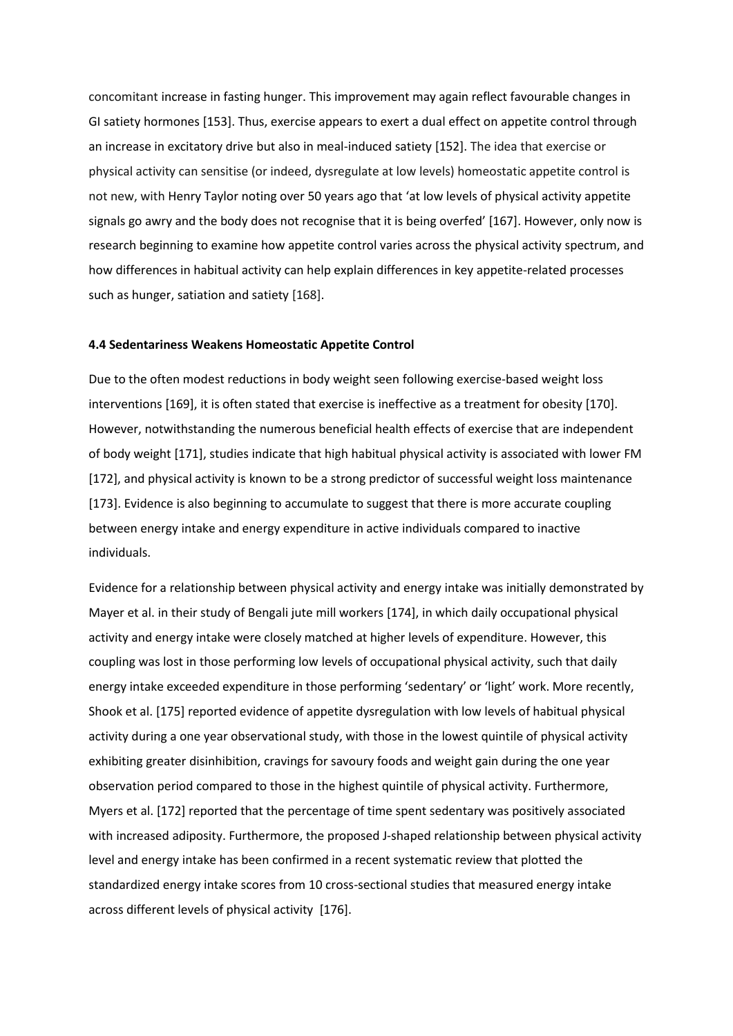concomitant increase in fasting hunger. This improvement may again reflect favourable changes in GI satiety hormones [153]. Thus, exercise appears to exert a dual effect on appetite control through an increase in excitatory drive but also in meal-induced satiety [152]. The idea that exercise or physical activity can sensitise (or indeed, dysregulate at low levels) homeostatic appetite control is not new, with Henry Taylor noting over 50 years ago that 'at low levels of physical activity appetite signals go awry and the body does not recognise that it is being overfed' [167]. However, only now is research beginning to examine how appetite control varies across the physical activity spectrum, and how differences in habitual activity can help explain differences in key appetite-related processes such as hunger, satiation and satiety [168].

### 4.4 Sedentariness Weakens Homeostatic Appetite Control

Due to the often modest reductions in body weight seen following exercise-based weight loss interventions [169], it is often stated that exercise is ineffective as a treatment for obesity [170]. However, notwithstanding the numerous beneficial health effects of exercise that are independent of body weight [171], studies indicate that high habitual physical activity is associated with lower FM [172], and physical activity is known to be a strong predictor of successful weight loss maintenance [173]. Evidence is also beginning to accumulate to suggest that there is more accurate coupling between energy intake and energy expenditure in active individuals compared to inactive individuals.

Evidence for a relationship between physical activity and energy intake was initially demonstrated by Mayer et al. in their study of Bengali jute mill workers [174], in which daily occupational physical activity and energy intake were closely matched at higher levels of expenditure. However, this coupling was lost in those performing low levels of occupational physical activity, such that daily energy intake exceeded expenditure in those performing 'sedentary' or 'light' work. More recently, Shook et al. [175] reported evidence of appetite dysregulation with low levels of habitual physical activity during a one year observational study, with those in the lowest quintile of physical activity exhibiting greater disinhibition, cravings for savoury foods and weight gain during the one year observation period compared to those in the highest quintile of physical activity. Furthermore, Myers et al. [172] reported that the percentage of time spent sedentary was positively associated with increased adiposity. Furthermore, the proposed J-shaped relationship between physical activity level and energy intake has been confirmed in a recent systematic review that plotted the standardized energy intake scores from 10 cross-sectional studies that measured energy intake across different levels of physical activity [176].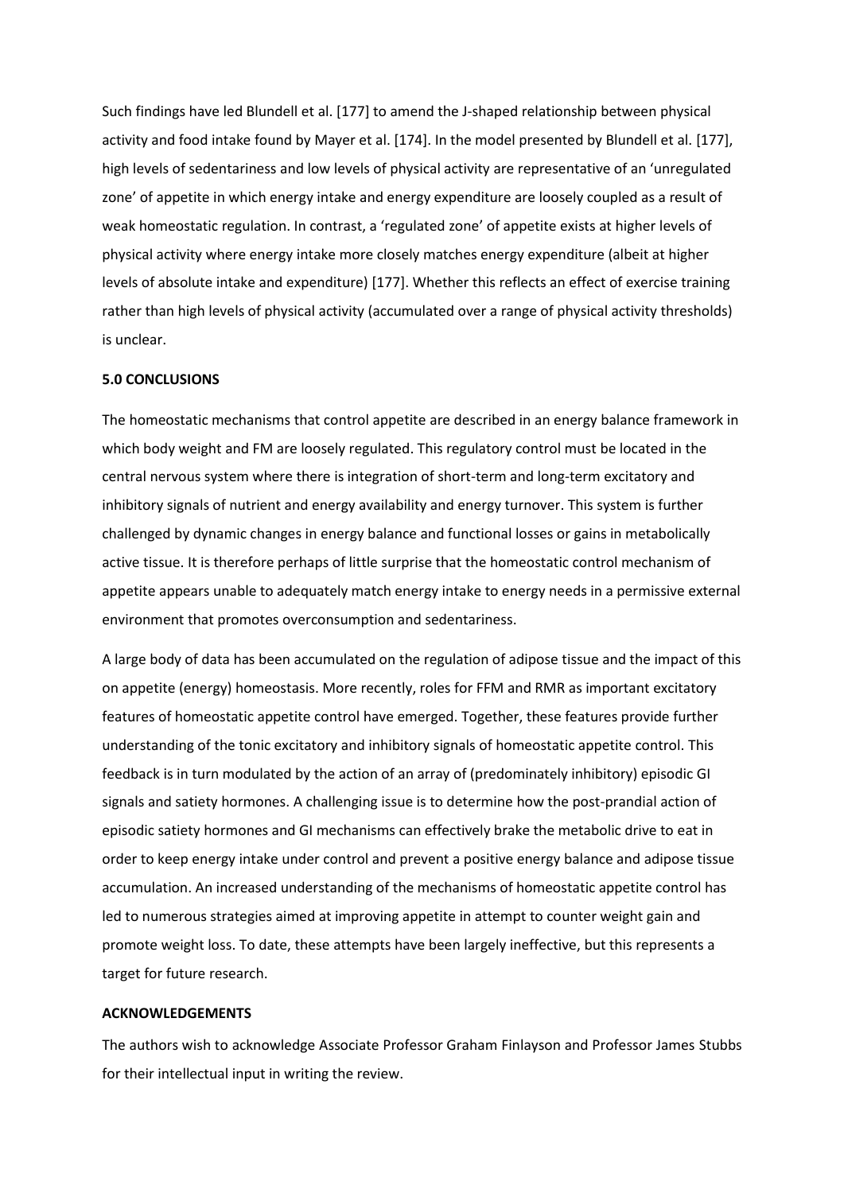Such findings have led Blundell et al. [177] to amend the J-shaped relationship between physical activity and food intake found by Mayer et al. [174]. In the model presented by Blundell et al. [177], high levels of sedentariness and low levels of physical activity are representative of an 'unregulated zone' of appetite in which energy intake and energy expenditure are loosely coupled as a result of weak homeostatic regulation. In contrast, a 'regulated zone' of appetite exists at higher levels of physical activity where energy intake more closely matches energy expenditure (albeit at higher levels of absolute intake and expenditure) [177]. Whether this reflects an effect of exercise training rather than high levels of physical activity (accumulated over a range of physical activity thresholds) is unclear.

## 5.0 CONCLUSIONS

The homeostatic mechanisms that control appetite are described in an energy balance framework in which body weight and FM are loosely regulated. This regulatory control must be located in the central nervous system where there is integration of short-term and long-term excitatory and inhibitory signals of nutrient and energy availability and energy turnover. This system is further challenged by dynamic changes in energy balance and functional losses or gains in metabolically active tissue. It is therefore perhaps of little surprise that the homeostatic control mechanism of appetite appears unable to adequately match energy intake to energy needs in a permissive external environment that promotes overconsumption and sedentariness.

A large body of data has been accumulated on the regulation of adipose tissue and the impact of this on appetite (energy) homeostasis. More recently, roles for FFM and RMR as important excitatory features of homeostatic appetite control have emerged. Together, these features provide further understanding of the tonic excitatory and inhibitory signals of homeostatic appetite control. This feedback is in turn modulated by the action of an array of (predominately inhibitory) episodic GI signals and satiety hormones. A challenging issue is to determine how the post-prandial action of episodic satiety hormones and GI mechanisms can effectively brake the metabolic drive to eat in order to keep energy intake under control and prevent a positive energy balance and adipose tissue accumulation. An increased understanding of the mechanisms of homeostatic appetite control has led to numerous strategies aimed at improving appetite in attempt to counter weight gain and promote weight loss. To date, these attempts have been largely ineffective, but this represents a target for future research.

## ACKNOWLEDGEMENTS

The authors wish to acknowledge Associate Professor Graham Finlayson and Professor James Stubbs for their intellectual input in writing the review.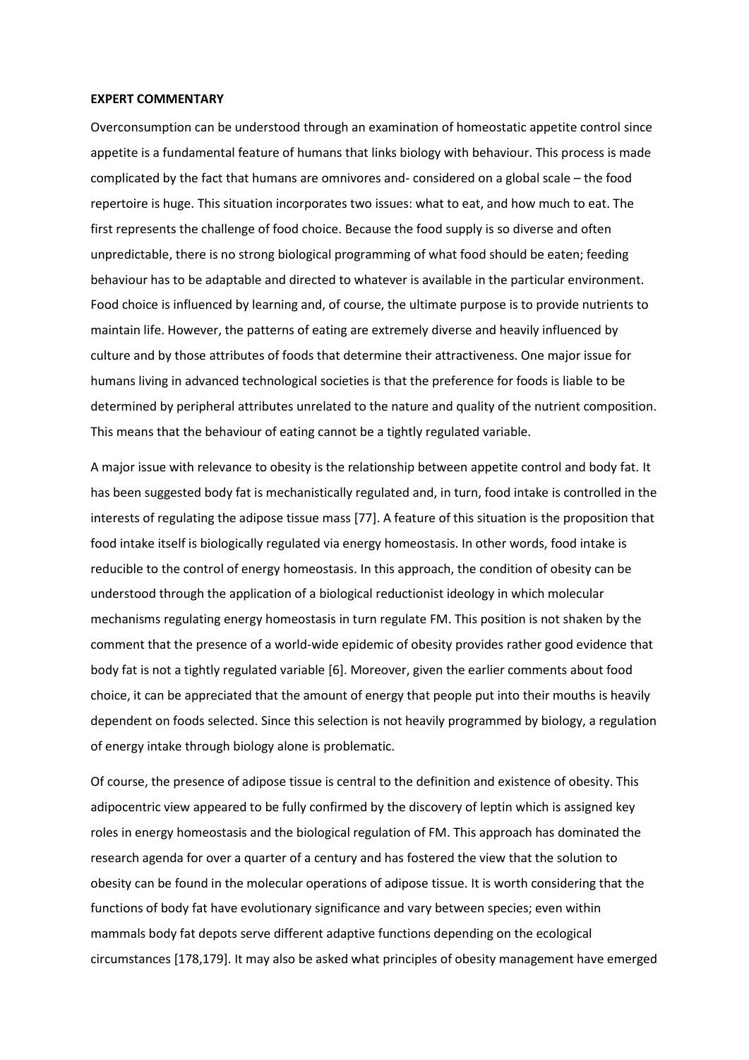**EXPERT COMMENTARY**

Overconsumption can be understood through an examination of homeostatic appetite control since appetite is a fundamental feature of humans that links biology with behaviour. This process is made complicated by the fact that humans are omnivores and- considered on a global scale – the food repertoire is huge. This situation incorporates two issues: what to eat, and how much to eat. The first represents the challenge of food choice. Because the food supply is so diverse and often unpredictable, there is no strong biological programming of what food should be eaten; feeding behaviour has to be adaptable and directed to whatever is available in the particular environment. Food choice is influenced by learning and, of course, the ultimate purpose is to provide nutrients to maintain life. However, the patterns of eating are extremely diverse and heavily influenced by culture and by those attributes of foods that determine their attractiveness. One major issue for humans living in advanced technological societies is that the preference for foods is liable to be determined by peripheral attributes unrelated to the nature and quality of the nutrient composition. This means that the behaviour of eating cannot be a tightly regulated variable.

A major issue with relevance to obesity is the relationship between appetite control and body fat. It has been suggested body fat is mechanistically regulated and, in turn, food intake is controlled in the interests of regulating the adipose tissue mass [77]. A feature of this situation is the proposition that food intake itself is biologically regulated via energy homeostasis. In other words, food intake is reducible to the control of energy homeostasis. In this approach, the condition of obesity can be understood through the application of a biological reductionist ideology in which molecular mechanisms regulating energy homeostasis in turn regulate FM. This position is not shaken by the comment that the presence of a world-wide epidemic of obesity provides rather good evidence that body fat is not a tightly regulated variable [6]. Moreover, given the earlier comments about food choice, it can be appreciated that the amount of energy that people put into their mouths is heavily dependent on foods selected. Since this selection is not heavily programmed by biology, a regulation of energy intake through biology alone is problematic.

Of course, the presence of adipose tissue is central to the definition and existence of obesity. This adipocentric view appeared to be fully confirmed by the discovery of leptin which is assigned key roles in energy homeostasis and the biological regulation of FM. This approach has dominated the research agenda for over a quarter of a century and has fostered the view that the solution to obesity can be found in the molecular operations of adipose tissue. It is worth considering that the functions of body fat have evolutionary significance and vary between species; even within mammals body fat depots serve different adaptive functions depending on the ecological circumstances [178,179]. It may also be asked what principles of obesity management have emerged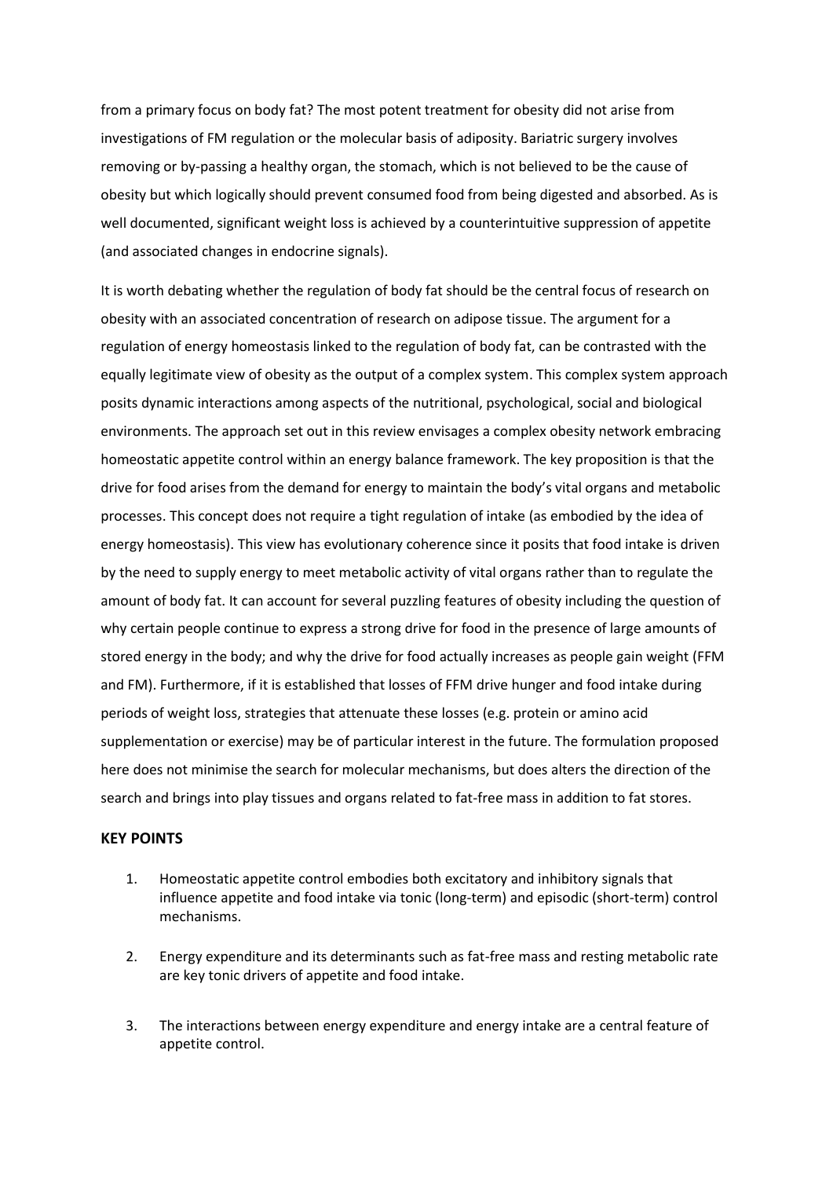from a primary focus on body fat? The most potent treatment for obesity did not arise from investigations of FM regulation or the molecular basis of adiposity. Bariatric surgery involves removing or by-passing a healthy organ, the stomach, which is not believed to be the cause of obesity but which logically should prevent consumed food from being digested and absorbed. As is well documented, significant weight loss is achieved by a counterintuitive suppression of appetite (and associated changes in endocrine signals).

It is worth debating whether the regulation of body fat should be the central focus of research on obesity with an associated concentration of research on adipose tissue. The argument for a regulation of energy homeostasis linked to the regulation of body fat, can be contrasted with the equally legitimate view of obesity as the output of a complex system. This complex system approach posits dynamic interactions among aspects of the nutritional, psychological, social and biological environments. The approach set out in this review envisages a complex obesity network embracing homeostatic appetite control within an energy balance framework. The key proposition is that the drive for food arises from the demand for energy to maintain the body's vital organs and metabolic processes. This concept does not require a tight regulation of intake (as embodied by the idea of energy homeostasis). This view has evolutionary coherence since it posits that food intake is driven by the need to supply energy to meet metabolic activity of vital organs rather than to regulate the amount of body fat. It can account for several puzzling features of obesity including the question of why certain people continue to express a strong drive for food in the presence of large amounts of stored energy in the body; and why the drive for food actually increases as people gain weight (FFM and FM). Furthermore, if it is established that losses of FFM drive hunger and food intake during periods of weight loss, strategies that attenuate these losses (e.g. protein or amino acid supplementation or exercise) may be of particular interest in the future. The formulation proposed here does not minimise the search for molecular mechanisms, but does alters the direction of the search and brings into play tissues and organs related to fat-free mass in addition to fat stores.

## KEY POINTS

1. Homeostatic appetite control embodies both excitatory and inhibitory signals that influence appetite and food intake via tonic (long-term) and episodic (short-term) control mechanisms.

2. Energy expenditure and its determinants such as fat-free mass and resting metabolic rate are key tonic drivers of appetite and food intake.

3. The interactions between energy expenditure and energy intake are a central feature of appetite control.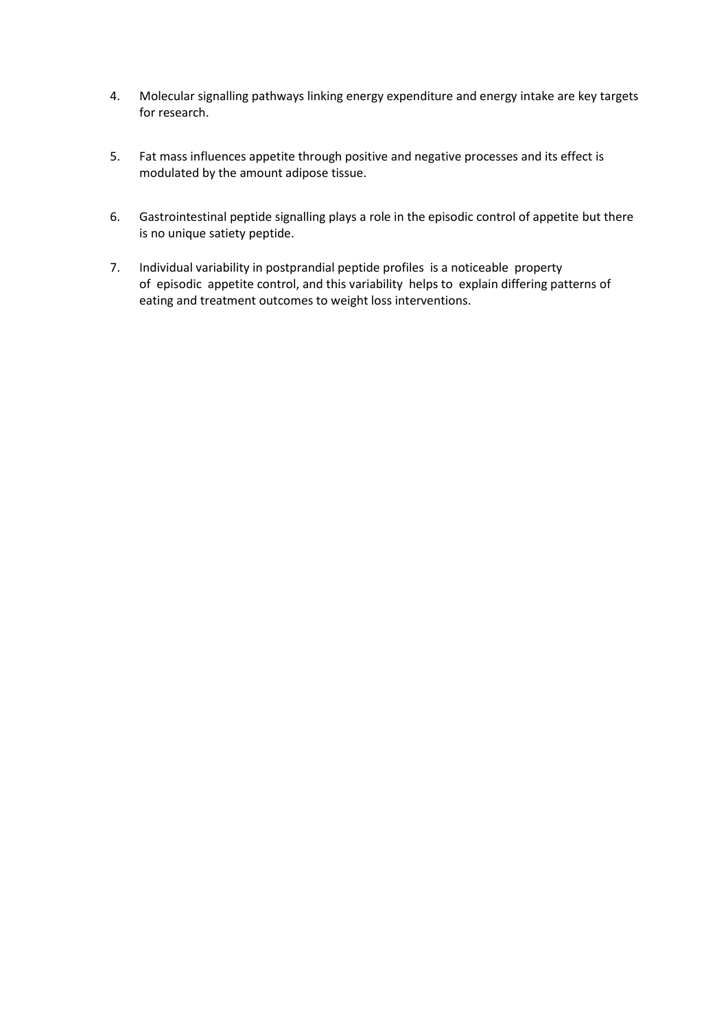4. Molecular signalling pathways linking energy expenditure and energy intake are key targets for research.

5. Fat mass influences appetite through positive and negative processes and its effect is modulated by the amount adipose tissue.

6. Gastrointestinal peptide signalling plays a role in the episodic control of appetite but there is no unique satiety peptide.

7. Individual variability in postprandial peptide profiles is a noticeable property of episodic appetite control, and this variability helps to explain differing patterns of eating and treatment outcomes to weight loss interventions.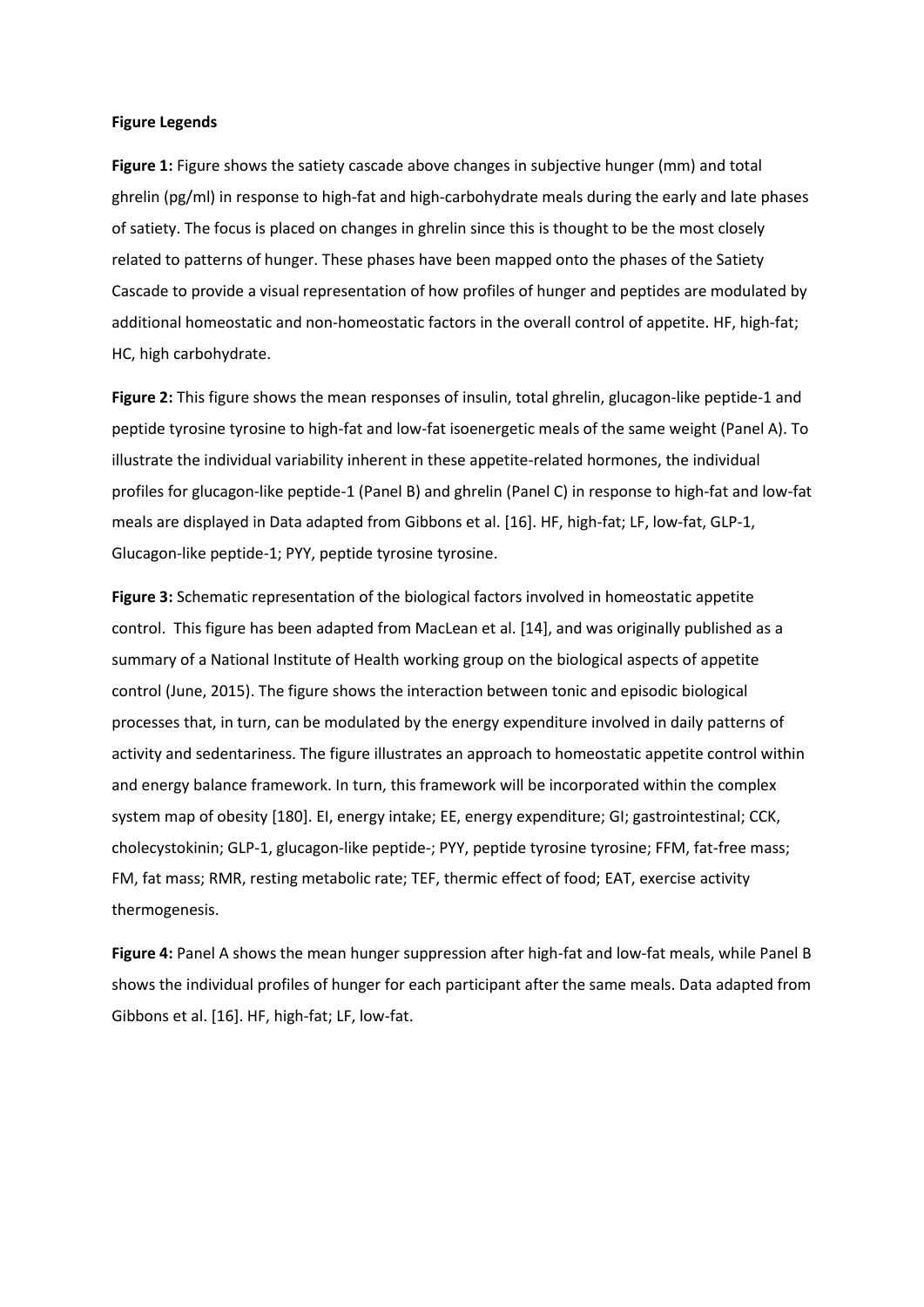**Figure Legends**

**Figure 1:** Figure shows the satiety cascade above changes in subjective hunger (mm) and total ghrelin (pg/ml) in response to high-fat and high-carbohydrate meals during the early and late phases of satiety. The focus is placed on changes in ghrelin since this is thought to be the most closely related to patterns of hunger. These phases have been mapped onto the phases of the Satiety Cascade to provide a visual representation of how profiles of hunger and peptides are modulated by additional homeostatic and non-homeostatic factors in the overall control of appetite. HF, high-fat; HC, high carbohydrate.

**Figure 2:** This figure shows the mean responses of insulin, total ghrelin, glucagon-like peptide-1 and peptide tyrosine tyrosine to high-fat and low-fat isoenergetic meals of the same weight (Panel A). To illustrate the individual variability inherent in these appetite-related hormones, the individual profiles for glucagon-like peptide-1 (Panel B) and ghrelin (Panel C) in response to high-fat and low-fat meals are displayed in Data adapted from Gibbons et al. [16]. HF, high-fat; LF, low-fat, GLP-1, Glucagon-like peptide-1; PYY, peptide tyrosine tyrosine.

**Figure 3:** Schematic representation of the biological factors involved in homeostatic appetite control. This figure has been adapted from MacLean et al. [14], and was originally published as a summary of a National Institute of Health working group on the biological aspects of appetite control (June, 2015). The figure shows the interaction between tonic and episodic biological processes that, in turn, can be modulated by the energy expenditure involved in daily patterns of activity and sedentariness. The figure illustrates an approach to homeostatic appetite control within and energy balance framework. In turn, this framework will be incorporated within the complex system map of obesity [180]. EI, energy intake; EE, energy expenditure; GI; gastrointestinal; CCK, cholecystokinin; GLP-1, glucagon-like peptide-; PYY, peptide tyrosine tyrosine; FFM, fat-free mass; FM, fat mass; RMR, resting metabolic rate; TEF, thermic effect of food; EAT, exercise activity thermogenesis.

**Figure 4:** Panel A shows the mean hunger suppression after high-fat and low-fat meals, while Panel B shows the individual profiles of hunger for each participant after the same meals. Data adapted from Gibbons et al. [16]. HF, high-fat; LF, low-fat.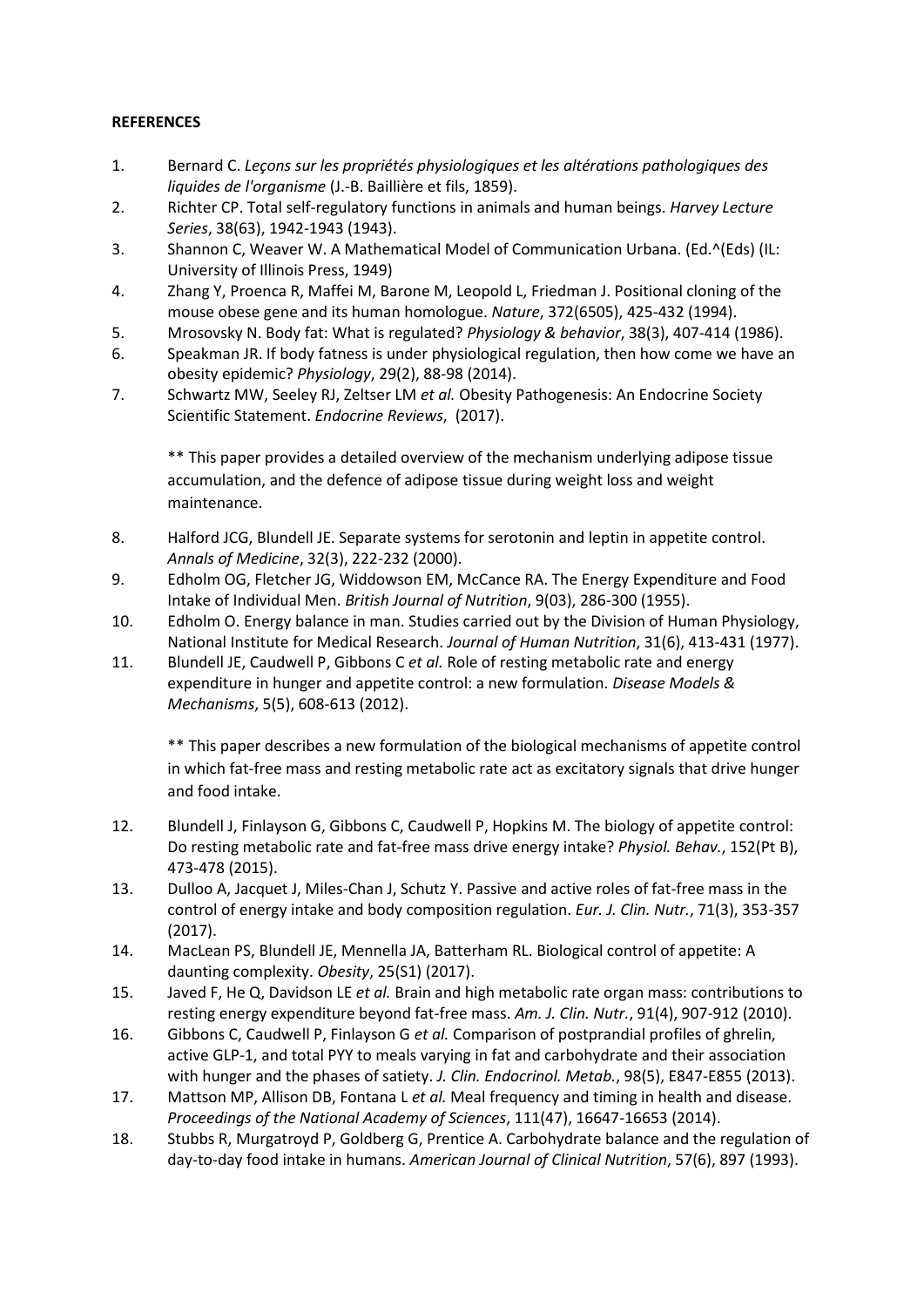**REFERENCES**

1. Bernard C. *Leçons sur les propriétés physiologiques et les altérations pathologiques des liquides de l'organisme* (J.-B. Baillière et fils, 1859).
2. Richter CP. Total self-regulatory functions in animals and human beings. *Harvey Lecture Series*, 38(63), 1942-1943 (1943).
3. Shannon C, Weaver W. A Mathematical Model of Communication Urbana. (Ed.^(Eds) (IL: University of Illinois Press, 1949)
4. Zhang Y, Proenca R, Maffei M, Barone M, Leopold L, Friedman J. Positional cloning of the mouse obese gene and its human homologue. *Nature*, 372(6505), 425-432 (1994).
5. Mrosovsky N. Body fat: What is regulated? *Physiology & behavior*, 38(3), 407-414 (1986).
6. Speakman JR. If body fatness is under physiological regulation, then how come we have an obesity epidemic? *Physiology*, 29(2), 88-98 (2014).
7. Schwartz MW, Seeley RJ, Zeltser LM *et al.* Obesity Pathogenesis: An Endocrine Society Scientific Statement. *Endocrine Reviews*, (2017).

   ** This paper provides a detailed overview of the mechanism underlying adipose tissue accumulation, and the defence of adipose tissue during weight loss and weight maintenance.

8. Halford JCG, Blundell JE. Separate systems for serotonin and leptin in appetite control. *Annals of Medicine*, 32(3), 222-232 (2000).
9. Edholm OG, Fletcher JG, Widdowson EM, McCance RA. The Energy Expenditure and Food Intake of Individual Men. *British Journal of Nutrition*, 9(03), 286-300 (1955).
10. Edholm O. Energy balance in man. Studies carried out by the Division of Human Physiology, National Institute for Medical Research. *Journal of Human Nutrition*, 31(6), 413-431 (1977).
11. Blundell JE, Caudwell P, Gibbons C *et al.* Role of resting metabolic rate and energy expenditure in hunger and appetite control: a new formulation. *Disease Models & Mechanisms*, 5(5), 608-613 (2012).

    ** This paper describes a new formulation of the biological mechanisms of appetite control in which fat-free mass and resting metabolic rate act as excitatory signals that drive hunger and food intake.

12. Blundell J, Finlayson G, Gibbons C, Caudwell P, Hopkins M. The biology of appetite control: Do resting metabolic rate and fat-free mass drive energy intake? *Physiol. Behav.*, 152(Pt B), 473-478 (2015).
13. Dulloo A, Jacquet J, Miles-Chan J, Schutz Y. Passive and active roles of fat-free mass in the control of energy intake and body composition regulation. *Eur. J. Clin. Nutr.*, 71(3), 353-357 (2017).
14. MacLean PS, Blundell JE, Mennella JA, Batterham RL. Biological control of appetite: A daunting complexity. *Obesity*, 25(S1) (2017).
15. Javed F, He Q, Davidson LE *et al.* Brain and high metabolic rate organ mass: contributions to resting energy expenditure beyond fat-free mass. *Am. J. Clin. Nutr.*, 91(4), 907-912 (2010).
16. Gibbons C, Caudwell P, Finlayson G *et al.* Comparison of postprandial profiles of ghrelin, active GLP-1, and total PYY to meals varying in fat and carbohydrate and their association with hunger and the phases of satiety. *J. Clin. Endocrinol. Metab.*, 98(5), E847-E855 (2013).
17. Mattson MP, Allison DB, Fontana L *et al.* Meal frequency and timing in health and disease. *Proceedings of the National Academy of Sciences*, 111(47), 16647-16653 (2014).
18. Stubbs R, Murgatroyd P, Goldberg G, Prentice A. Carbohydrate balance and the regulation of day-to-day food intake in humans. *American Journal of Clinical Nutrition*, 57(6), 897 (1993).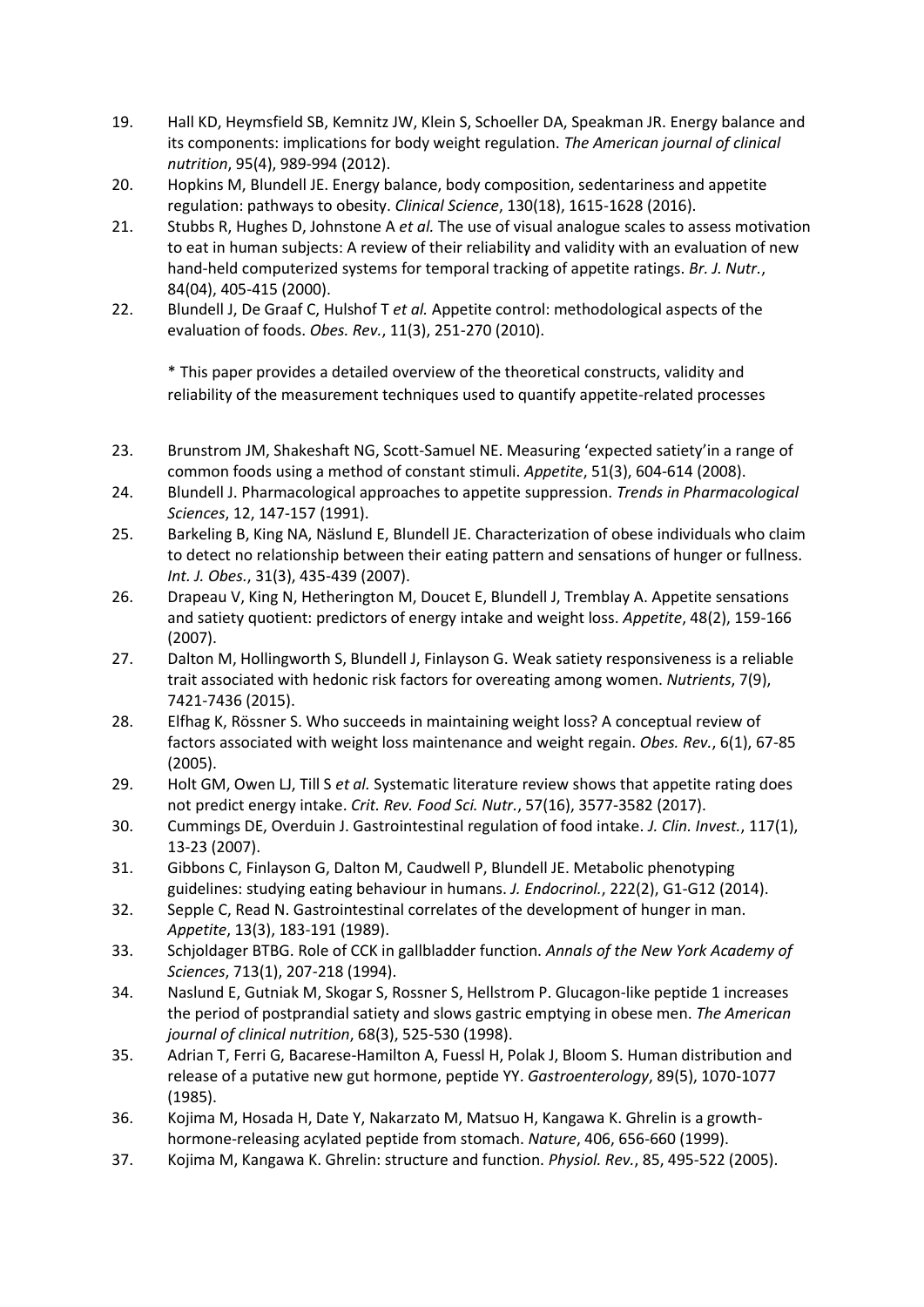19. Hall KD, Heymsfield SB, Kemnitz JW, Klein S, Schoeller DA, Speakman JR. Energy balance and its components: implications for body weight regulation. *The American journal of clinical nutrition*, 95(4), 989-994 (2012).
20. Hopkins M, Blundell JE. Energy balance, body composition, sedentariness and appetite regulation: pathways to obesity. *Clinical Science*, 130(18), 1615-1628 (2016).
21. Stubbs R, Hughes D, Johnstone A *et al.* The use of visual analogue scales to assess motivation to eat in human subjects: A review of their reliability and validity with an evaluation of new hand-held computerized systems for temporal tracking of appetite ratings. *Br. J. Nutr.*, 84(04), 405-415 (2000).
22. Blundell J, De Graaf C, Hulshof T *et al.* Appetite control: methodological aspects of the evaluation of foods. *Obes. Rev.*, 11(3), 251-270 (2010).

    * This paper provides a detailed overview of the theoretical constructs, validity and reliability of the measurement techniques used to quantify appetite-related processes

23. Brunstrom JM, Shakeshaft NG, Scott-Samuel NE. Measuring 'expected satiety'in a range of common foods using a method of constant stimuli. *Appetite*, 51(3), 604-614 (2008).
24. Blundell J. Pharmacological approaches to appetite suppression. *Trends in Pharmacological Sciences*, 12, 147-157 (1991).
25. Barkeling B, King NA, Näslund E, Blundell JE. Characterization of obese individuals who claim to detect no relationship between their eating pattern and sensations of hunger or fullness. *Int. J. Obes.*, 31(3), 435-439 (2007).
26. Drapeau V, King N, Hetherington M, Doucet E, Blundell J, Tremblay A. Appetite sensations and satiety quotient: predictors of energy intake and weight loss. *Appetite*, 48(2), 159-166 (2007).
27. Dalton M, Hollingworth S, Blundell J, Finlayson G. Weak satiety responsiveness is a reliable trait associated with hedonic risk factors for overeating among women. *Nutrients*, 7(9), 7421-7436 (2015).
28. Elfhag K, Rössner S. Who succeeds in maintaining weight loss? A conceptual review of factors associated with weight loss maintenance and weight regain. *Obes. Rev.*, 6(1), 67-85 (2005).
29. Holt GM, Owen LJ, Till S *et al.* Systematic literature review shows that appetite rating does not predict energy intake. *Crit. Rev. Food Sci. Nutr.*, 57(16), 3577-3582 (2017).
30. Cummings DE, Overduin J. Gastrointestinal regulation of food intake. *J. Clin. Invest.*, 117(1), 13-23 (2007).
31. Gibbons C, Finlayson G, Dalton M, Caudwell P, Blundell JE. Metabolic phenotyping guidelines: studying eating behaviour in humans. *J. Endocrinol.*, 222(2), G1-G12 (2014).
32. Sepple C, Read N. Gastrointestinal correlates of the development of hunger in man. *Appetite*, 13(3), 183-191 (1989).
33. Schjoldager BTBG. Role of CCK in gallbladder function. *Annals of the New York Academy of Sciences*, 713(1), 207-218 (1994).
34. Naslund E, Gutniak M, Skogar S, Rossner S, Hellstrom P. Glucagon-like peptide 1 increases the period of postprandial satiety and slows gastric emptying in obese men. *The American journal of clinical nutrition*, 68(3), 525-530 (1998).
35. Adrian T, Ferri G, Bacarese-Hamilton A, Fuessl H, Polak J, Bloom S. Human distribution and release of a putative new gut hormone, peptide YY. *Gastroenterology*, 89(5), 1070-1077 (1985).
36. Kojima M, Hosada H, Date Y, Nakarzato M, Matsuo H, Kangawa K. Ghrelin is a growth-hormone-releasing acylated peptide from stomach. *Nature*, 406, 656-660 (1999).
37. Kojima M, Kangawa K. Ghrelin: structure and function. *Physiol. Rev.*, 85, 495-522 (2005).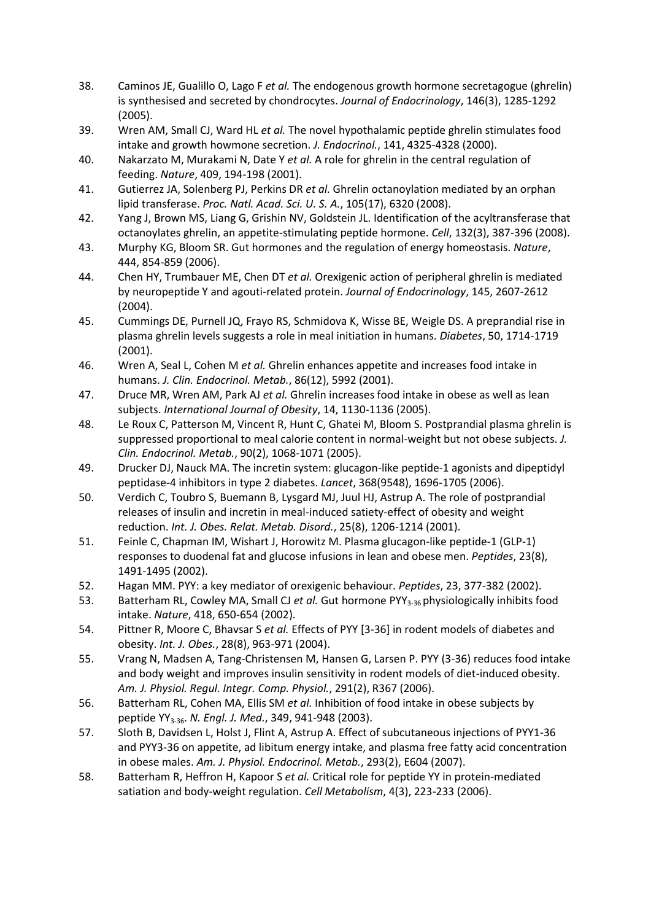38. Caminos JE, Gualillo O, Lago F *et al.* The endogenous growth hormone secretagogue (ghrelin) is synthesised and secreted by chondrocytes. *Journal of Endocrinology*, 146(3), 1285-1292 (2005).
39. Wren AM, Small CJ, Ward HL *et al.* The novel hypothalamic peptide ghrelin stimulates food intake and growth howmone secretion. *J. Endocrinol.*, 141, 4325-4328 (2000).
40. Nakarzato M, Murakami N, Date Y *et al.* A role for ghrelin in the central regulation of feeding. *Nature*, 409, 194-198 (2001).
41. Gutierrez JA, Solenberg PJ, Perkins DR *et al.* Ghrelin octanoylation mediated by an orphan lipid transferase. *Proc. Natl. Acad. Sci. U. S. A.*, 105(17), 6320 (2008).
42. Yang J, Brown MS, Liang G, Grishin NV, Goldstein JL. Identification of the acyltransferase that octanoylates ghrelin, an appetite-stimulating peptide hormone. *Cell*, 132(3), 387-396 (2008).
43. Murphy KG, Bloom SR. Gut hormones and the regulation of energy homeostasis. *Nature*, 444, 854-859 (2006).
44. Chen HY, Trumbauer ME, Chen DT *et al.* Orexigenic action of peripheral ghrelin is mediated by neuropeptide Y and agouti-related protein. *Journal of Endocrinology*, 145, 2607-2612 (2004).
45. Cummings DE, Purnell JQ, Frayo RS, Schmidova K, Wisse BE, Weigle DS. A preprandial rise in plasma ghrelin levels suggests a role in meal initiation in humans. *Diabetes*, 50, 1714-1719 (2001).
46. Wren A, Seal L, Cohen M *et al.* Ghrelin enhances appetite and increases food intake in humans. *J. Clin. Endocrinol. Metab.*, 86(12), 5992 (2001).
47. Druce MR, Wren AM, Park AJ *et al.* Ghrelin increases food intake in obese as well as lean subjects. *International Journal of Obesity*, 14, 1130-1136 (2005).
48. Le Roux C, Patterson M, Vincent R, Hunt C, Ghatei M, Bloom S. Postprandial plasma ghrelin is suppressed proportional to meal calorie content in normal-weight but not obese subjects. *J. Clin. Endocrinol. Metab.*, 90(2), 1068-1071 (2005).
49. Drucker DJ, Nauck MA. The incretin system: glucagon-like peptide-1 agonists and dipeptidyl peptidase-4 inhibitors in type 2 diabetes. *Lancet*, 368(9548), 1696-1705 (2006).
50. Verdich C, Toubro S, Buemann B, Lysgard MJ, Juul HJ, Astrup A. The role of postprandial releases of insulin and incretin in meal-induced satiety-effect of obesity and weight reduction. *Int. J. Obes. Relat. Metab. Disord.*, 25(8), 1206-1214 (2001).
51. Feinle C, Chapman IM, Wishart J, Horowitz M. Plasma glucagon-like peptide-1 (GLP-1) responses to duodenal fat and glucose infusions in lean and obese men. *Peptides*, 23(8), 1491-1495 (2002).
52. Hagan MM. PYY: a key mediator of orexigenic behaviour. *Peptides*, 23, 377-382 (2002).
53. Batterham RL, Cowley MA, Small CJ *et al.* Gut hormone $PYY_{3-36}$ physiologically inhibits food intake. *Nature*, 418, 650-654 (2002).
54. Pittner R, Moore C, Bhavsar S *et al.* Effects of PYY [3-36] in rodent models of diabetes and obesity. *Int. J. Obes.*, 28(8), 963-971 (2004).
55. Vrang N, Madsen A, Tang-Christensen M, Hansen G, Larsen P. PYY (3-36) reduces food intake and body weight and improves insulin sensitivity in rodent models of diet-induced obesity. *Am. J. Physiol. Regul. Integr. Comp. Physiol.*, 291(2), R367 (2006).
56. Batterham RL, Cohen MA, Ellis SM *et al.* Inhibition of food intake in obese subjects by peptide $YY_{3-36}$. *N. Engl. J. Med.*, 349, 941-948 (2003).
57. Sloth B, Davidsen L, Holst J, Flint A, Astrup A. Effect of subcutaneous injections of PYY1-36 and PYY3-36 on appetite, ad libitum energy intake, and plasma free fatty acid concentration in obese males. *Am. J. Physiol. Endocrinol. Metab.*, 293(2), E604 (2007).
58. Batterham R, Heffron H, Kapoor S *et al.* Critical role for peptide YY in protein-mediated satiation and body-weight regulation. *Cell Metabolism*, 4(3), 223-233 (2006).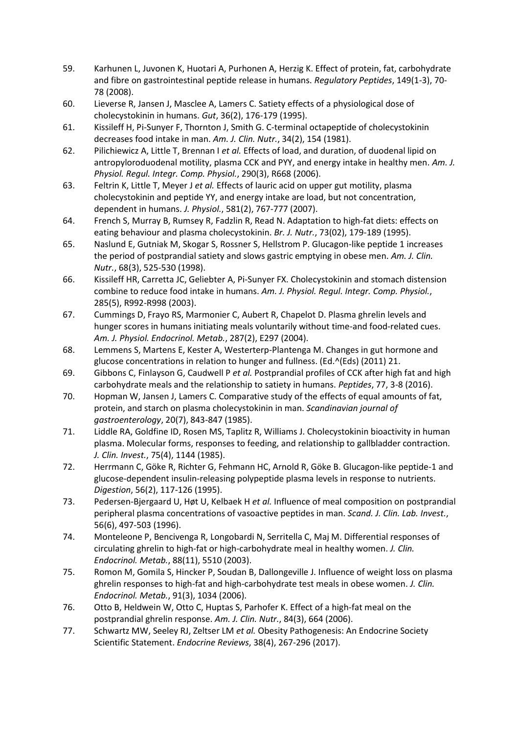59. Karhunen L, Juvonen K, Huotari A, Purhonen A, Herzig K. Effect of protein, fat, carbohydrate and fibre on gastrointestinal peptide release in humans. *Regulatory Peptides*, 149(1-3), 70-78 (2008).
60. Lieverse R, Jansen J, Masclee A, Lamers C. Satiety effects of a physiological dose of cholecystokinin in humans. *Gut*, 36(2), 176-179 (1995).
61. Kissileff H, Pi-Sunyer F, Thornton J, Smith G. C-terminal octapeptide of cholecystokinin decreases food intake in man. *Am. J. Clin. Nutr.*, 34(2), 154 (1981).
62. Pilichiewicz A, Little T, Brennan I *et al.* Effects of load, and duration, of duodenal lipid on antropyloroduodenal motility, plasma CCK and PYY, and energy intake in healthy men. *Am. J. Physiol. Regul. Integr. Comp. Physiol.*, 290(3), R668 (2006).
63. Feltrin K, Little T, Meyer J *et al.* Effects of lauric acid on upper gut motility, plasma cholecystokinin and peptide YY, and energy intake are load, but not concentration, dependent in humans. *J. Physiol.*, 581(2), 767-777 (2007).
64. French S, Murray B, Rumsey R, Fadzlin R, Read N. Adaptation to high-fat diets: effects on eating behaviour and plasma cholecystokinin. *Br. J. Nutr.*, 73(02), 179-189 (1995).
65. Naslund E, Gutniak M, Skogar S, Rossner S, Hellstrom P. Glucagon-like peptide 1 increases the period of postprandial satiety and slows gastric emptying in obese men. *Am. J. Clin. Nutr.*, 68(3), 525-530 (1998).
66. Kissileff HR, Carretta JC, Geliebter A, Pi-Sunyer FX. Cholecystokinin and stomach distension combine to reduce food intake in humans. *Am. J. Physiol. Regul. Integr. Comp. Physiol.*, 285(5), R992-R998 (2003).
67. Cummings D, Frayo RS, Marmonier C, Aubert R, Chapelot D. Plasma ghrelin levels and hunger scores in humans initiating meals voluntarily without time-and food-related cues. *Am. J. Physiol. Endocrinol. Metab.*, 287(2), E297 (2004).
68. Lemmens S, Martens E, Kester A, Westerterp-Plantenga M. Changes in gut hormone and glucose concentrations in relation to hunger and fullness. (Ed.^(Eds) (2011) 21.
69. Gibbons C, Finlayson G, Caudwell P *et al.* Postprandial profiles of CCK after high fat and high carbohydrate meals and the relationship to satiety in humans. *Peptides*, 77, 3-8 (2016).
70. Hopman W, Jansen J, Lamers C. Comparative study of the effects of equal amounts of fat, protein, and starch on plasma cholecystokinin in man. *Scandinavian journal of gastroenterology*, 20(7), 843-847 (1985).
71. Liddle RA, Goldfine ID, Rosen MS, Taplitz R, Williams J. Cholecystokinin bioactivity in human plasma. Molecular forms, responses to feeding, and relationship to gallbladder contraction. *J. Clin. Invest.*, 75(4), 1144 (1985).
72. Herrmann C, Göke R, Richter G, Fehmann HC, Arnold R, Göke B. Glucagon-like peptide-1 and glucose-dependent insulin-releasing polypeptide plasma levels in response to nutrients. *Digestion*, 56(2), 117-126 (1995).
73. Pedersen-Bjergaard U, Høt U, Kelbaek H *et al.* Influence of meal composition on postprandial peripheral plasma concentrations of vasoactive peptides in man. *Scand. J. Clin. Lab. Invest.*, 56(6), 497-503 (1996).
74. Monteleone P, Bencivenga R, Longobardi N, Serritella C, Maj M. Differential responses of circulating ghrelin to high-fat or high-carbohydrate meal in healthy women. *J. Clin. Endocrinol. Metab.*, 88(11), 5510 (2003).
75. Romon M, Gomila S, Hincker P, Soudan B, Dallongeville J. Influence of weight loss on plasma ghrelin responses to high-fat and high-carbohydrate test meals in obese women. *J. Clin. Endocrinol. Metab.*, 91(3), 1034 (2006).
76. Otto B, Heldwein W, Otto C, Huptas S, Parhofer K. Effect of a high-fat meal on the postprandial ghrelin response. *Am. J. Clin. Nutr.*, 84(3), 664 (2006).
77. Schwartz MW, Seeley RJ, Zeltser LM *et al.* Obesity Pathogenesis: An Endocrine Society Scientific Statement. *Endocrine Reviews*, 38(4), 267-296 (2017).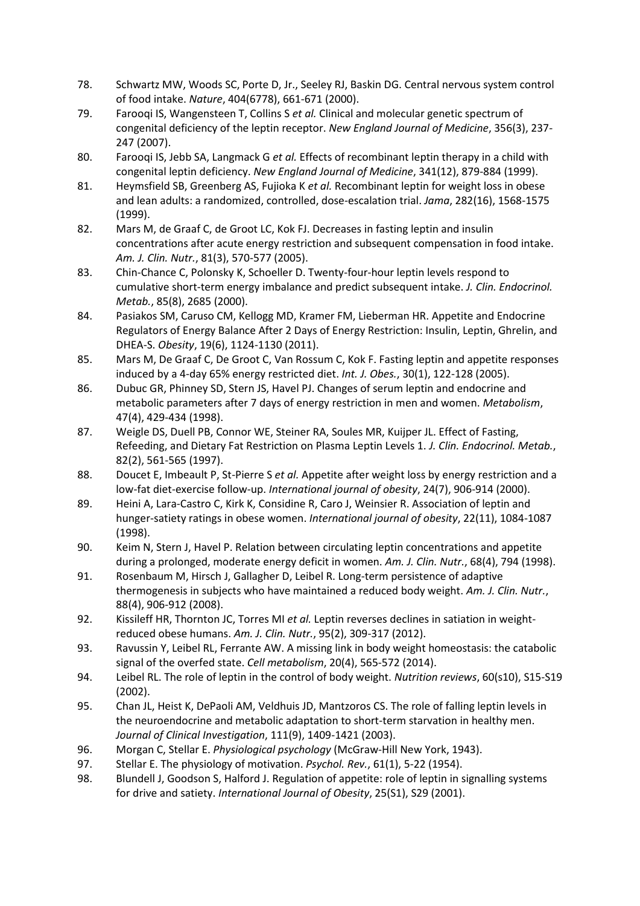78. Schwartz MW, Woods SC, Porte D, Jr., Seeley RJ, Baskin DG. Central nervous system control of food intake. *Nature*, 404(6778), 661-671 (2000).
79. Farooqi IS, Wangensteen T, Collins S *et al.* Clinical and molecular genetic spectrum of congenital deficiency of the leptin receptor. *New England Journal of Medicine*, 356(3), 237-247 (2007).
80. Farooqi IS, Jebb SA, Langmack G *et al.* Effects of recombinant leptin therapy in a child with congenital leptin deficiency. *New England Journal of Medicine*, 341(12), 879-884 (1999).
81. Heymsfield SB, Greenberg AS, Fujioka K *et al.* Recombinant leptin for weight loss in obese and lean adults: a randomized, controlled, dose-escalation trial. *Jama*, 282(16), 1568-1575 (1999).
82. Mars M, de Graaf C, de Groot LC, Kok FJ. Decreases in fasting leptin and insulin concentrations after acute energy restriction and subsequent compensation in food intake. *Am. J. Clin. Nutr.*, 81(3), 570-577 (2005).
83. Chin-Chance C, Polonsky K, Schoeller D. Twenty-four-hour leptin levels respond to cumulative short-term energy imbalance and predict subsequent intake. *J. Clin. Endocrinol. Metab.*, 85(8), 2685 (2000).
84. Pasiakos SM, Caruso CM, Kellogg MD, Kramer FM, Lieberman HR. Appetite and Endocrine Regulators of Energy Balance After 2 Days of Energy Restriction: Insulin, Leptin, Ghrelin, and DHEA-S. *Obesity*, 19(6), 1124-1130 (2011).
85. Mars M, De Graaf C, De Groot C, Van Rossum C, Kok F. Fasting leptin and appetite responses induced by a 4-day 65% energy restricted diet. *Int. J. Obes.*, 30(1), 122-128 (2005).
86. Dubuc GR, Phinney SD, Stern JS, Havel PJ. Changes of serum leptin and endocrine and metabolic parameters after 7 days of energy restriction in men and women. *Metabolism*, 47(4), 429-434 (1998).
87. Weigle DS, Duell PB, Connor WE, Steiner RA, Soules MR, Kuijper JL. Effect of Fasting, Refeeding, and Dietary Fat Restriction on Plasma Leptin Levels 1. *J. Clin. Endocrinol. Metab.*, 82(2), 561-565 (1997).
88. Doucet E, Imbeault P, St-Pierre S *et al.* Appetite after weight loss by energy restriction and a low-fat diet-exercise follow-up. *International journal of obesity*, 24(7), 906-914 (2000).
89. Heini A, Lara-Castro C, Kirk K, Considine R, Caro J, Weinsier R. Association of leptin and hunger-satiety ratings in obese women. *International journal of obesity*, 22(11), 1084-1087 (1998).
90. Keim N, Stern J, Havel P. Relation between circulating leptin concentrations and appetite during a prolonged, moderate energy deficit in women. *Am. J. Clin. Nutr.*, 68(4), 794 (1998).
91. Rosenbaum M, Hirsch J, Gallagher D, Leibel R. Long-term persistence of adaptive thermogenesis in subjects who have maintained a reduced body weight. *Am. J. Clin. Nutr.*, 88(4), 906-912 (2008).
92. Kissileff HR, Thornton JC, Torres MI *et al.* Leptin reverses declines in satiation in weight-reduced obese humans. *Am. J. Clin. Nutr.*, 95(2), 309-317 (2012).
93. Ravussin Y, Leibel RL, Ferrante AW. A missing link in body weight homeostasis: the catabolic signal of the overfed state. *Cell metabolism*, 20(4), 565-572 (2014).
94. Leibel RL. The role of leptin in the control of body weight. *Nutrition reviews*, 60(s10), S15-S19 (2002).
95. Chan JL, Heist K, DePaoli AM, Veldhuis JD, Mantzoros CS. The role of falling leptin levels in the neuroendocrine and metabolic adaptation to short-term starvation in healthy men. *Journal of Clinical Investigation*, 111(9), 1409-1421 (2003).
96. Morgan C, Stellar E. *Physiological psychology* (McGraw-Hill New York, 1943).
97. Stellar E. The physiology of motivation. *Psychol. Rev.*, 61(1), 5-22 (1954).
98. Blundell J, Goodson S, Halford J. Regulation of appetite: role of leptin in signalling systems for drive and satiety. *International Journal of Obesity*, 25(S1), S29 (2001).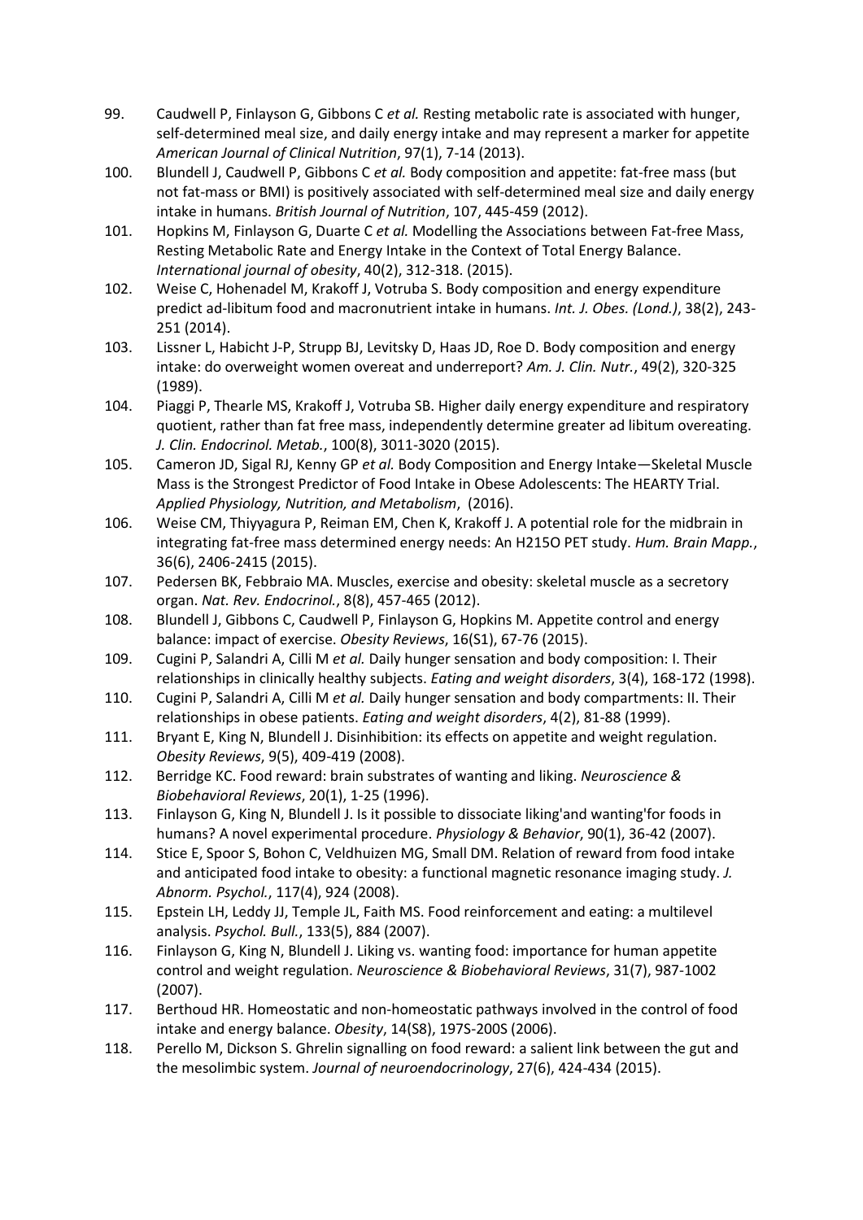99. Caudwell P, Finlayson G, Gibbons C *et al.* Resting metabolic rate is associated with hunger, self-determined meal size, and daily energy intake and may represent a marker for appetite *American Journal of Clinical Nutrition*, 97(1), 7-14 (2013).
100. Blundell J, Caudwell P, Gibbons C *et al.* Body composition and appetite: fat-free mass (but not fat-mass or BMI) is positively associated with self-determined meal size and daily energy intake in humans. *British Journal of Nutrition*, 107, 445-459 (2012).
101. Hopkins M, Finlayson G, Duarte C *et al.* Modelling the Associations between Fat-free Mass, Resting Metabolic Rate and Energy Intake in the Context of Total Energy Balance. *International journal of obesity*, 40(2), 312-318. (2015).
102. Weise C, Hohenadel M, Krakoff J, Votruba S. Body composition and energy expenditure predict ad-libitum food and macronutrient intake in humans. *Int. J. Obes. (Lond.)*, 38(2), 243-251 (2014).
103. Lissner L, Habicht J-P, Strupp BJ, Levitsky D, Haas JD, Roe D. Body composition and energy intake: do overweight women overeat and underreport? *Am. J. Clin. Nutr.*, 49(2), 320-325 (1989).
104. Piaggi P, Thearle MS, Krakoff J, Votruba SB. Higher daily energy expenditure and respiratory quotient, rather than fat free mass, independently determine greater ad libitum overeating. *J. Clin. Endocrinol. Metab.*, 100(8), 3011-3020 (2015).
105. Cameron JD, Sigal RJ, Kenny GP *et al.* Body Composition and Energy Intake—Skeletal Muscle Mass is the Strongest Predictor of Food Intake in Obese Adolescents: The HEARTY Trial. *Applied Physiology, Nutrition, and Metabolism*, (2016).
106. Weise CM, Thiyyagura P, Reiman EM, Chen K, Krakoff J. A potential role for the midbrain in integrating fat-free mass determined energy needs: An H215O PET study. *Hum. Brain Mapp.*, 36(6), 2406-2415 (2015).
107. Pedersen BK, Febbraio MA. Muscles, exercise and obesity: skeletal muscle as a secretory organ. *Nat. Rev. Endocrinol.*, 8(8), 457-465 (2012).
108. Blundell J, Gibbons C, Caudwell P, Finlayson G, Hopkins M. Appetite control and energy balance: impact of exercise. *Obesity Reviews*, 16(S1), 67-76 (2015).
109. Cugini P, Salandri A, Cilli M *et al.* Daily hunger sensation and body composition: I. Their relationships in clinically healthy subjects. *Eating and weight disorders*, 3(4), 168-172 (1998).
110. Cugini P, Salandri A, Cilli M *et al.* Daily hunger sensation and body compartments: II. Their relationships in obese patients. *Eating and weight disorders*, 4(2), 81-88 (1999).
111. Bryant E, King N, Blundell J. Disinhibition: its effects on appetite and weight regulation. *Obesity Reviews*, 9(5), 409-419 (2008).
112. Berridge KC. Food reward: brain substrates of wanting and liking. *Neuroscience & Biobehavioral Reviews*, 20(1), 1-25 (1996).
113. Finlayson G, King N, Blundell J. Is it possible to dissociate liking'and wanting'for foods in humans? A novel experimental procedure. *Physiology & Behavior*, 90(1), 36-42 (2007).
114. Stice E, Spoor S, Bohon C, Veldhuizen MG, Small DM. Relation of reward from food intake and anticipated food intake to obesity: a functional magnetic resonance imaging study. *J. Abnorm. Psychol.*, 117(4), 924 (2008).
115. Epstein LH, Leddy JJ, Temple JL, Faith MS. Food reinforcement and eating: a multilevel analysis. *Psychol. Bull.*, 133(5), 884 (2007).
116. Finlayson G, King N, Blundell J. Liking vs. wanting food: importance for human appetite control and weight regulation. *Neuroscience & Biobehavioral Reviews*, 31(7), 987-1002 (2007).
117. Berthoud HR. Homeostatic and non-homeostatic pathways involved in the control of food intake and energy balance. *Obesity*, 14(S8), 197S-200S (2006).
118. Perello M, Dickson S. Ghrelin signalling on food reward: a salient link between the gut and the mesolimbic system. *Journal of neuroendocrinology*, 27(6), 424-434 (2015).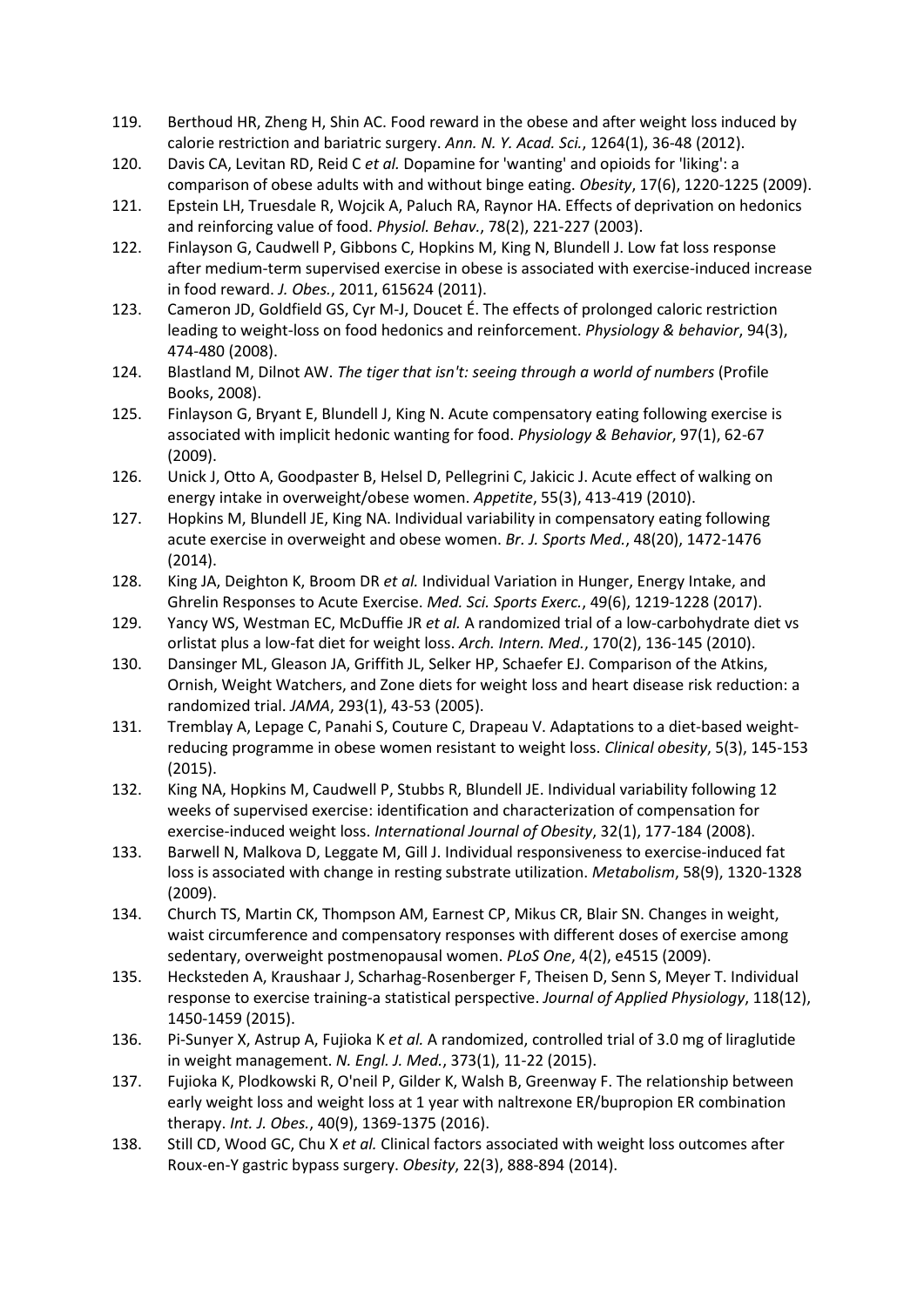119. Berthoud HR, Zheng H, Shin AC. Food reward in the obese and after weight loss induced by calorie restriction and bariatric surgery. *Ann. N. Y. Acad. Sci.*, 1264(1), 36-48 (2012).
120. Davis CA, Levitan RD, Reid C *et al.* Dopamine for 'wanting' and opioids for 'liking': a comparison of obese adults with and without binge eating. *Obesity*, 17(6), 1220-1225 (2009).
121. Epstein LH, Truesdale R, Wojcik A, Paluch RA, Raynor HA. Effects of deprivation on hedonics and reinforcing value of food. *Physiol. Behav.*, 78(2), 221-227 (2003).
122. Finlayson G, Caudwell P, Gibbons C, Hopkins M, King N, Blundell J. Low fat loss response after medium-term supervised exercise in obese is associated with exercise-induced increase in food reward. *J. Obes.*, 2011, 615624 (2011).
123. Cameron JD, Goldfield GS, Cyr M-J, Doucet É. The effects of prolonged caloric restriction leading to weight-loss on food hedonics and reinforcement. *Physiology & behavior*, 94(3), 474-480 (2008).
124. Blastland M, Dilnot AW. *The tiger that isn't: seeing through a world of numbers* (Profile Books, 2008).
125. Finlayson G, Bryant E, Blundell J, King N. Acute compensatory eating following exercise is associated with implicit hedonic wanting for food. *Physiology & Behavior*, 97(1), 62-67 (2009).
126. Unick J, Otto A, Goodpaster B, Helsel D, Pellegrini C, Jakicic J. Acute effect of walking on energy intake in overweight/obese women. *Appetite*, 55(3), 413-419 (2010).
127. Hopkins M, Blundell JE, King NA. Individual variability in compensatory eating following acute exercise in overweight and obese women. *Br. J. Sports Med.*, 48(20), 1472-1476 (2014).
128. King JA, Deighton K, Broom DR *et al.* Individual Variation in Hunger, Energy Intake, and Ghrelin Responses to Acute Exercise. *Med. Sci. Sports Exerc.*, 49(6), 1219-1228 (2017).
129. Yancy WS, Westman EC, McDuffie JR *et al.* A randomized trial of a low-carbohydrate diet vs orlistat plus a low-fat diet for weight loss. *Arch. Intern. Med.*, 170(2), 136-145 (2010).
130. Dansinger ML, Gleason JA, Griffith JL, Selker HP, Schaefer EJ. Comparison of the Atkins, Ornish, Weight Watchers, and Zone diets for weight loss and heart disease risk reduction: a randomized trial. *JAMA*, 293(1), 43-53 (2005).
131. Tremblay A, Lepage C, Panahi S, Couture C, Drapeau V. Adaptations to a diet-based weight-reducing programme in obese women resistant to weight loss. *Clinical obesity*, 5(3), 145-153 (2015).
132. King NA, Hopkins M, Caudwell P, Stubbs R, Blundell JE. Individual variability following 12 weeks of supervised exercise: identification and characterization of compensation for exercise-induced weight loss. *International Journal of Obesity*, 32(1), 177-184 (2008).
133. Barwell N, Malkova D, Leggate M, Gill J. Individual responsiveness to exercise-induced fat loss is associated with change in resting substrate utilization. *Metabolism*, 58(9), 1320-1328 (2009).
134. Church TS, Martin CK, Thompson AM, Earnest CP, Mikus CR, Blair SN. Changes in weight, waist circumference and compensatory responses with different doses of exercise among sedentary, overweight postmenopausal women. *PLoS One*, 4(2), e4515 (2009).
135. Hecksteden A, Kraushaar J, Scharhag-Rosenberger F, Theisen D, Senn S, Meyer T. Individual response to exercise training-a statistical perspective. *Journal of Applied Physiology*, 118(12), 1450-1459 (2015).
136. Pi-Sunyer X, Astrup A, Fujioka K *et al.* A randomized, controlled trial of 3.0 mg of liraglutide in weight management. *N. Engl. J. Med.*, 373(1), 11-22 (2015).
137. Fujioka K, Plodkowski R, O'neil P, Gilder K, Walsh B, Greenway F. The relationship between early weight loss and weight loss at 1 year with naltrexone ER/bupropion ER combination therapy. *Int. J. Obes.*, 40(9), 1369-1375 (2016).
138. Still CD, Wood GC, Chu X *et al.* Clinical factors associated with weight loss outcomes after Roux-en-Y gastric bypass surgery. *Obesity*, 22(3), 888-894 (2014).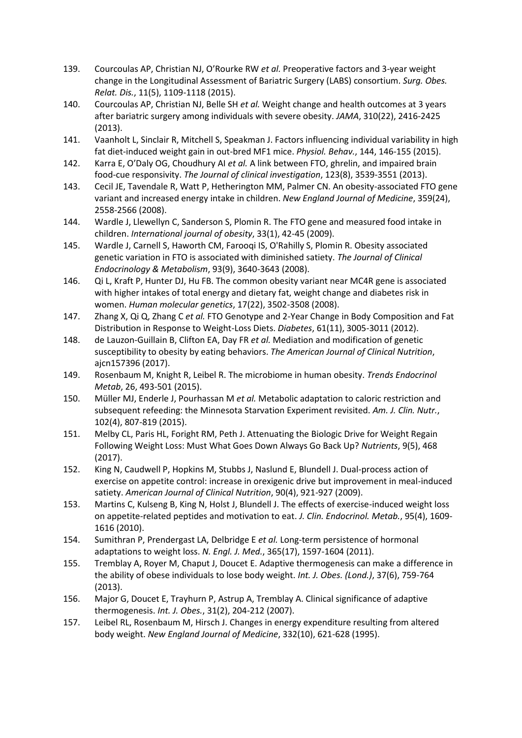139. Courcoulas AP, Christian NJ, O'Rourke RW *et al.* Preoperative factors and 3-year weight change in the Longitudinal Assessment of Bariatric Surgery (LABS) consortium. *Surg. Obes. Relat. Dis.*, 11(5), 1109-1118 (2015).
140. Courcoulas AP, Christian NJ, Belle SH *et al.* Weight change and health outcomes at 3 years after bariatric surgery among individuals with severe obesity. *JAMA*, 310(22), 2416-2425 (2013).
141. Vaanholt L, Sinclair R, Mitchell S, Speakman J. Factors influencing individual variability in high fat diet-induced weight gain in out-bred MF1 mice. *Physiol. Behav.*, 144, 146-155 (2015).
142. Karra E, O'Daly OG, Choudhury AI *et al.* A link between FTO, ghrelin, and impaired brain food-cue responsivity. *The Journal of clinical investigation*, 123(8), 3539-3551 (2013).
143. Cecil JE, Tavendale R, Watt P, Hetherington MM, Palmer CN. An obesity-associated FTO gene variant and increased energy intake in children. *New England Journal of Medicine*, 359(24), 2558-2566 (2008).
144. Wardle J, Llewellyn C, Sanderson S, Plomin R. The FTO gene and measured food intake in children. *International journal of obesity*, 33(1), 42-45 (2009).
145. Wardle J, Carnell S, Haworth CM, Farooqi IS, O'Rahilly S, Plomin R. Obesity associated genetic variation in FTO is associated with diminished satiety. *The Journal of Clinical Endocrinology & Metabolism*, 93(9), 3640-3643 (2008).
146. Qi L, Kraft P, Hunter DJ, Hu FB. The common obesity variant near MC4R gene is associated with higher intakes of total energy and dietary fat, weight change and diabetes risk in women. *Human molecular genetics*, 17(22), 3502-3508 (2008).
147. Zhang X, Qi Q, Zhang C *et al.* FTO Genotype and 2-Year Change in Body Composition and Fat Distribution in Response to Weight-Loss Diets. *Diabetes*, 61(11), 3005-3011 (2012).
148. de Lauzon-Guillain B, Clifton EA, Day FR *et al.* Mediation and modification of genetic susceptibility to obesity by eating behaviors. *The American Journal of Clinical Nutrition*, ajcn157396 (2017).
149. Rosenbaum M, Knight R, Leibel R. The microbiome in human obesity. *Trends Endocrinol Metab*, 26, 493-501 (2015).
150. Müller MJ, Enderle J, Pourhassan M *et al.* Metabolic adaptation to caloric restriction and subsequent refeeding: the Minnesota Starvation Experiment revisited. *Am. J. Clin. Nutr.*, 102(4), 807-819 (2015).
151. Melby CL, Paris HL, Foright RM, Peth J. Attenuating the Biologic Drive for Weight Regain Following Weight Loss: Must What Goes Down Always Go Back Up? *Nutrients*, 9(5), 468 (2017).
152. King N, Caudwell P, Hopkins M, Stubbs J, Naslund E, Blundell J. Dual-process action of exercise on appetite control: increase in orexigenic drive but improvement in meal-induced satiety. *American Journal of Clinical Nutrition*, 90(4), 921-927 (2009).
153. Martins C, Kulseng B, King N, Holst J, Blundell J. The effects of exercise-induced weight loss on appetite-related peptides and motivation to eat. *J. Clin. Endocrinol. Metab.*, 95(4), 1609-1616 (2010).
154. Sumithran P, Prendergast LA, Delbridge E *et al.* Long-term persistence of hormonal adaptations to weight loss. *N. Engl. J. Med.*, 365(17), 1597-1604 (2011).
155. Tremblay A, Royer M, Chaput J, Doucet E. Adaptive thermogenesis can make a difference in the ability of obese individuals to lose body weight. *Int. J. Obes. (Lond.)*, 37(6), 759-764 (2013).
156. Major G, Doucet E, Trayhurn P, Astrup A, Tremblay A. Clinical significance of adaptive thermogenesis. *Int. J. Obes.*, 31(2), 204-212 (2007).
157. Leibel RL, Rosenbaum M, Hirsch J. Changes in energy expenditure resulting from altered body weight. *New England Journal of Medicine*, 332(10), 621-628 (1995).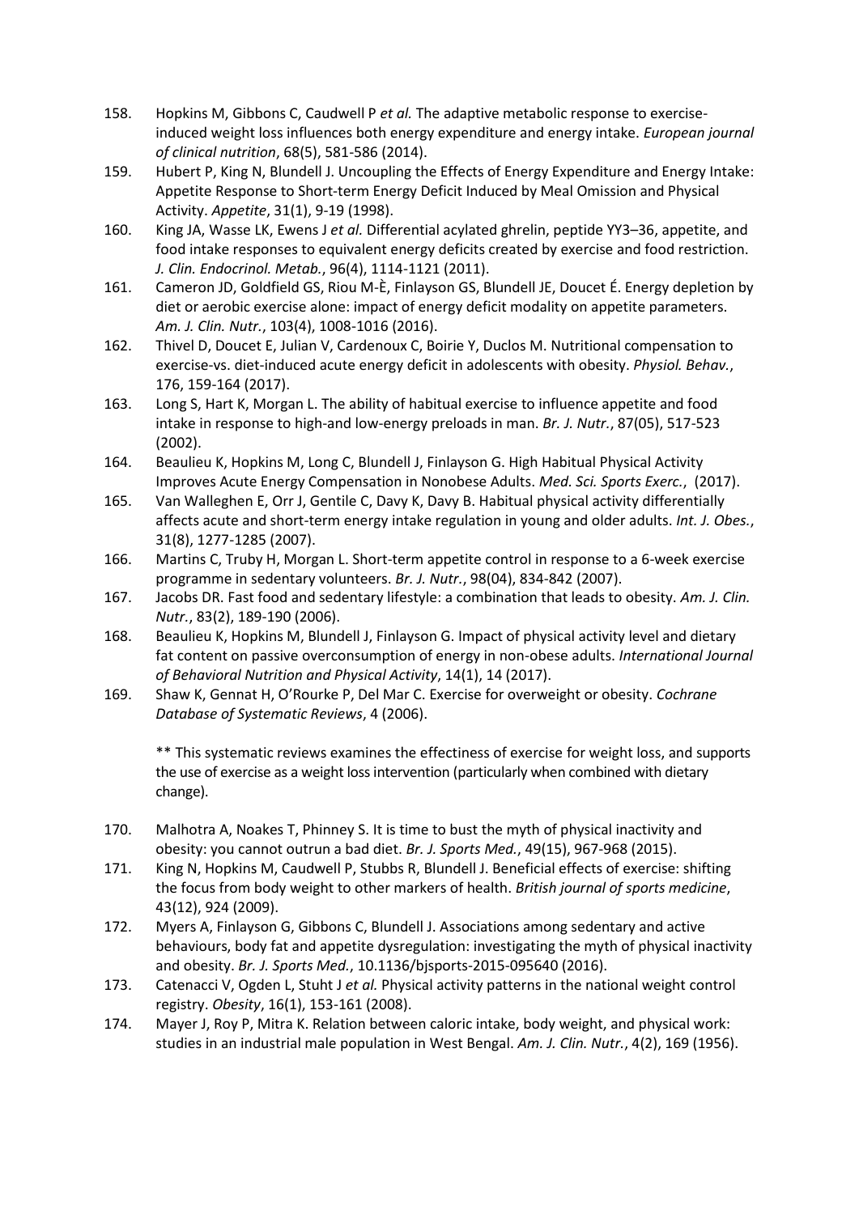158. Hopkins M, Gibbons C, Caudwell P *et al.* The adaptive metabolic response to exercise-induced weight loss influences both energy expenditure and energy intake. *European journal of clinical nutrition*, 68(5), 581-586 (2014).
159. Hubert P, King N, Blundell J. Uncoupling the Effects of Energy Expenditure and Energy Intake: Appetite Response to Short-term Energy Deficit Induced by Meal Omission and Physical Activity. *Appetite*, 31(1), 9-19 (1998).
160. King JA, Wasse LK, Ewens J *et al.* Differential acylated ghrelin, peptide YY3–36, appetite, and food intake responses to equivalent energy deficits created by exercise and food restriction. *J. Clin. Endocrinol. Metab.*, 96(4), 1114-1121 (2011).
161. Cameron JD, Goldfield GS, Riou M-È, Finlayson GS, Blundell JE, Doucet É. Energy depletion by diet or aerobic exercise alone: impact of energy deficit modality on appetite parameters. *Am. J. Clin. Nutr.*, 103(4), 1008-1016 (2016).
162. Thivel D, Doucet E, Julian V, Cardenoux C, Boirie Y, Duclos M. Nutritional compensation to exercise-vs. diet-induced acute energy deficit in adolescents with obesity. *Physiol. Behav.*, 176, 159-164 (2017).
163. Long S, Hart K, Morgan L. The ability of habitual exercise to influence appetite and food intake in response to high-and low-energy preloads in man. *Br. J. Nutr.*, 87(05), 517-523 (2002).
164. Beaulieu K, Hopkins M, Long C, Blundell J, Finlayson G. High Habitual Physical Activity Improves Acute Energy Compensation in Nonobese Adults. *Med. Sci. Sports Exerc.*, (2017).
165. Van Walleghen E, Orr J, Gentile C, Davy K, Davy B. Habitual physical activity differentially affects acute and short-term energy intake regulation in young and older adults. *Int. J. Obes.*, 31(8), 1277-1285 (2007).
166. Martins C, Truby H, Morgan L. Short-term appetite control in response to a 6-week exercise programme in sedentary volunteers. *Br. J. Nutr.*, 98(04), 834-842 (2007).
167. Jacobs DR. Fast food and sedentary lifestyle: a combination that leads to obesity. *Am. J. Clin. Nutr.*, 83(2), 189-190 (2006).
168. Beaulieu K, Hopkins M, Blundell J, Finlayson G. Impact of physical activity level and dietary fat content on passive overconsumption of energy in non-obese adults. *International Journal of Behavioral Nutrition and Physical Activity*, 14(1), 14 (2017).
169. Shaw K, Gennat H, O'Rourke P, Del Mar C. Exercise for overweight or obesity. *Cochrane Database of Systematic Reviews*, 4 (2006).

    ** This systematic reviews examines the effectiness of exercise for weight loss, and supports the use of exercise as a weight loss intervention (particularly when combined with dietary change).

170. Malhotra A, Noakes T, Phinney S. It is time to bust the myth of physical inactivity and obesity: you cannot outrun a bad diet. *Br. J. Sports Med.*, 49(15), 967-968 (2015).
171. King N, Hopkins M, Caudwell P, Stubbs R, Blundell J. Beneficial effects of exercise: shifting the focus from body weight to other markers of health. *British journal of sports medicine*, 43(12), 924 (2009).
172. Myers A, Finlayson G, Gibbons C, Blundell J. Associations among sedentary and active behaviours, body fat and appetite dysregulation: investigating the myth of physical inactivity and obesity. *Br. J. Sports Med.*, 10.1136/bjsports-2015-095640 (2016).
173. Catenacci V, Ogden L, Stuht J *et al.* Physical activity patterns in the national weight control registry. *Obesity*, 16(1), 153-161 (2008).
174. Mayer J, Roy P, Mitra K. Relation between caloric intake, body weight, and physical work: studies in an industrial male population in West Bengal. *Am. J. Clin. Nutr.*, 4(2), 169 (1956).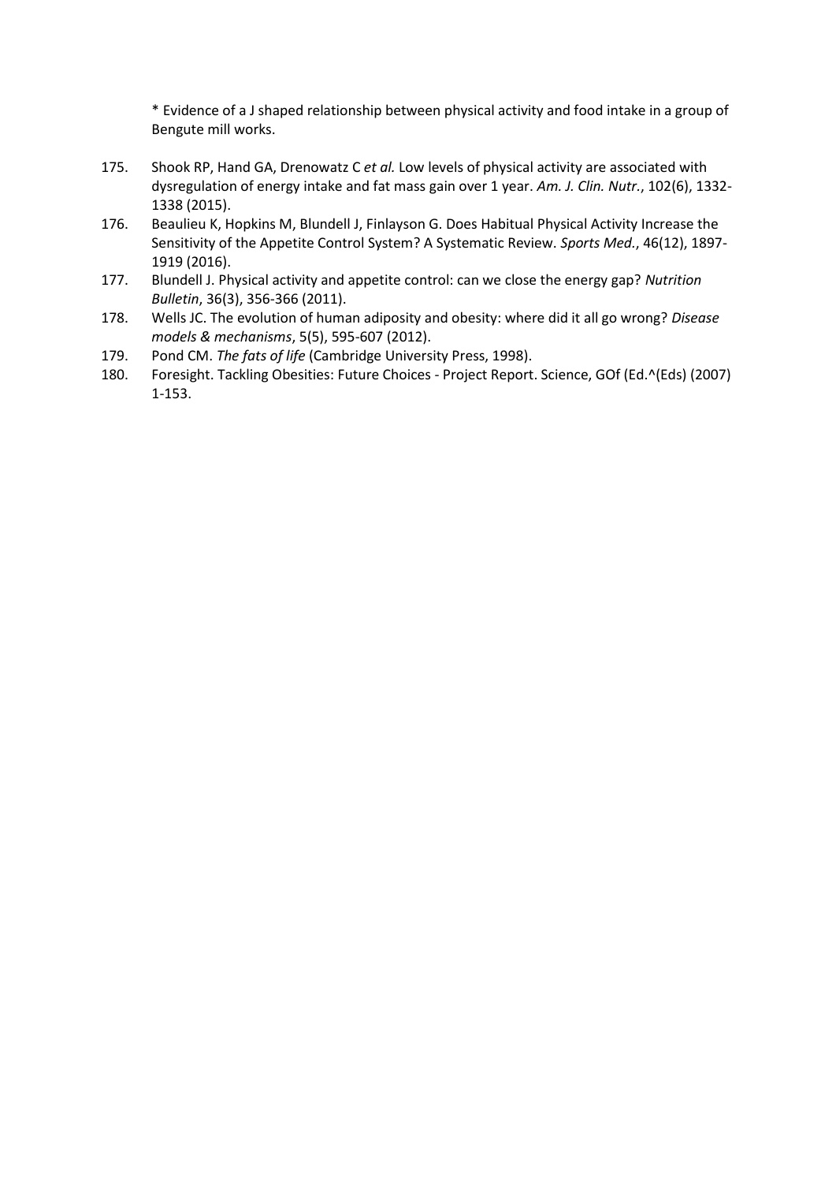* Evidence of a J shaped relationship between physical activity and food intake in a group of Bengute mill works.

175. Shook RP, Hand GA, Drenowatz C *et al.* Low levels of physical activity are associated with dysregulation of energy intake and fat mass gain over 1 year. *Am. J. Clin. Nutr.*, 102(6), 1332-1338 (2015).
176. Beaulieu K, Hopkins M, Blundell J, Finlayson G. Does Habitual Physical Activity Increase the Sensitivity of the Appetite Control System? A Systematic Review. *Sports Med.*, 46(12), 1897-1919 (2016).
177. Blundell J. Physical activity and appetite control: can we close the energy gap? *Nutrition Bulletin*, 36(3), 356-366 (2011).
178. Wells JC. The evolution of human adiposity and obesity: where did it all go wrong? *Disease models & mechanisms*, 5(5), 595-607 (2012).
179. Pond CM. *The fats of life* (Cambridge University Press, 1998).
180. Foresight. Tackling Obesities: Future Choices - Project Report. Science, GOf (Ed.^(Eds) (2007) 1-153.